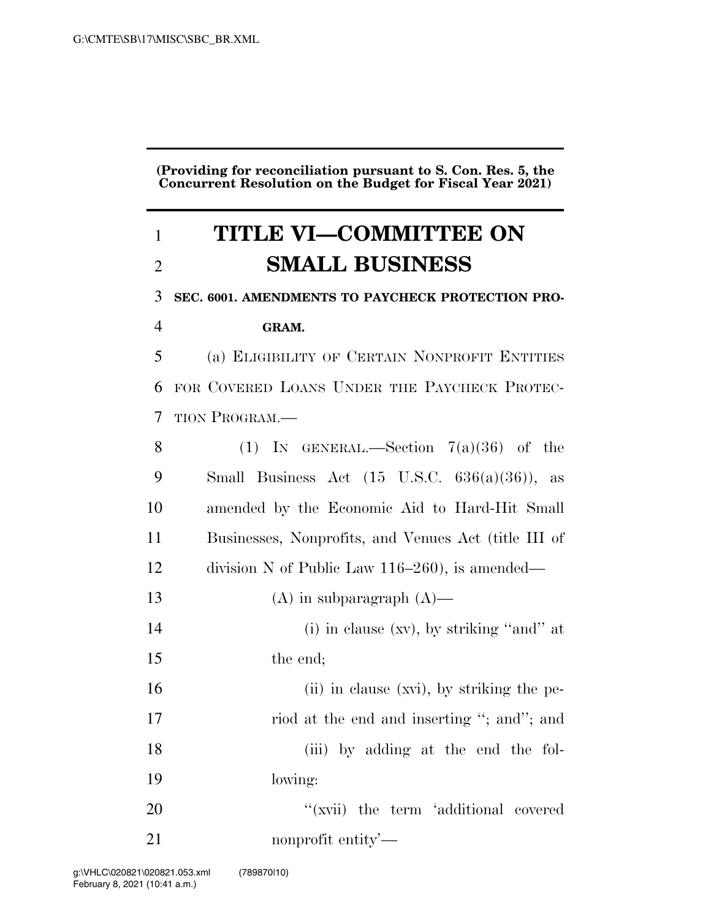(Providing for reconciliation pursuant to S. Con. Res. 5, the Concurrent Resolution on the Budget for Fiscal Year 2021)

# TITLE VI—COMMITTEE ON SMALL BUSINESS

**SEC. 6001. AMENDMENTS TO PAYCHECK PROTECTION PROGRAM.**

(a) ELIGIBILITY OF CERTAIN NONPROFIT ENTITIES FOR COVERED LOANS UNDER THE PAYCHECK PROTECTION PROGRAM.—

(1) IN GENERAL.—Section 7(a)(36) of the Small Business Act (15 U.S.C. 636(a)(36)), as amended by the Economic Aid to Hard-Hit Small Businesses, Nonprofits, and Venues Act (title III of division N of Public Law 116–260), is amended—

(A) in subparagraph (A)—

(i) in clause (xv), by striking ''and'' at the end;

(ii) in clause (xvi), by striking the period at the end and inserting ''; and''; and

(iii) by adding at the end the following:

''(xvii) the term 'additional covered nonprofit entity'—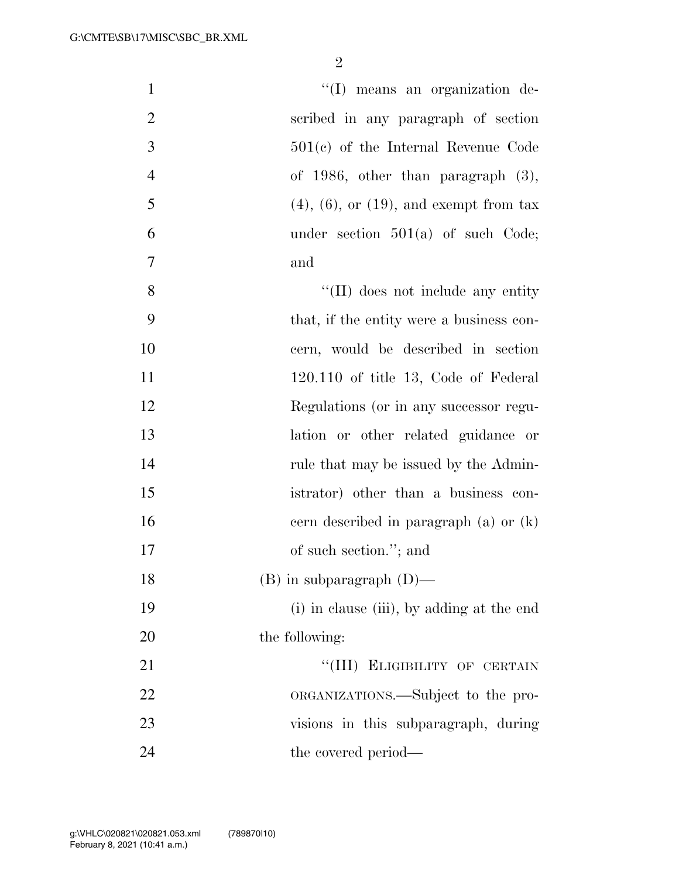''(I) means an organization described in any paragraph of section 501(c) of the Internal Revenue Code of 1986, other than paragraph (3), (4), (6), or (19), and exempt from tax under section 501(a) of such Code; and

''(II) does not include any entity that, if the entity were a business concern, would be described in section 120.110 of title 13, Code of Federal Regulations (or in any successor regulation or other related guidance or rule that may be issued by the Administrator) other than a business concern described in paragraph (a) or (k) of such section.''; and

(B) in subparagraph (D)—

(i) in clause (iii), by adding at the end the following:

''(III) ELIGIBILITY OF CERTAIN ORGANIZATIONS.—Subject to the provisions in this subparagraph, during the covered period—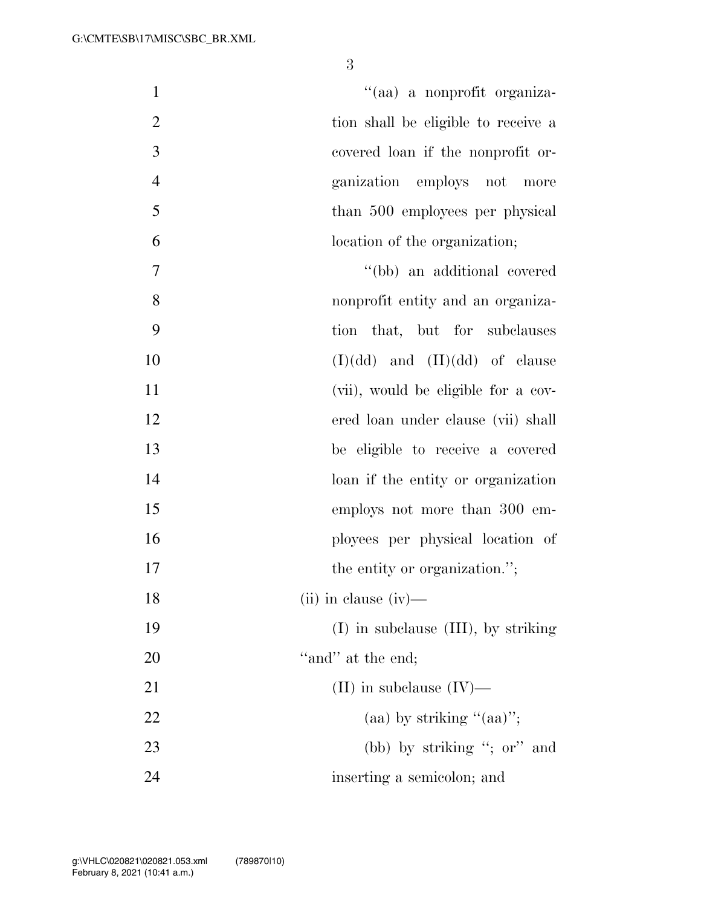"(aa) a nonprofit organization shall be eligible to receive a covered loan if the nonprofit organization employs not more than 500 employees per physical location of the organization;

"(bb) an additional covered nonprofit entity and an organization that, but for subclauses (I)(dd) and (II)(dd) of clause (vii), would be eligible for a covered loan under clause (vii) shall be eligible to receive a covered loan if the entity or organization employs not more than 300 employees per physical location of the entity or organization.";

(ii) in clause (iv)—

(I) in subclause (III), by striking "and" at the end;

(II) in subclause (IV)—

(aa) by striking "(aa)";

(bb) by striking "; or" and inserting a semicolon; and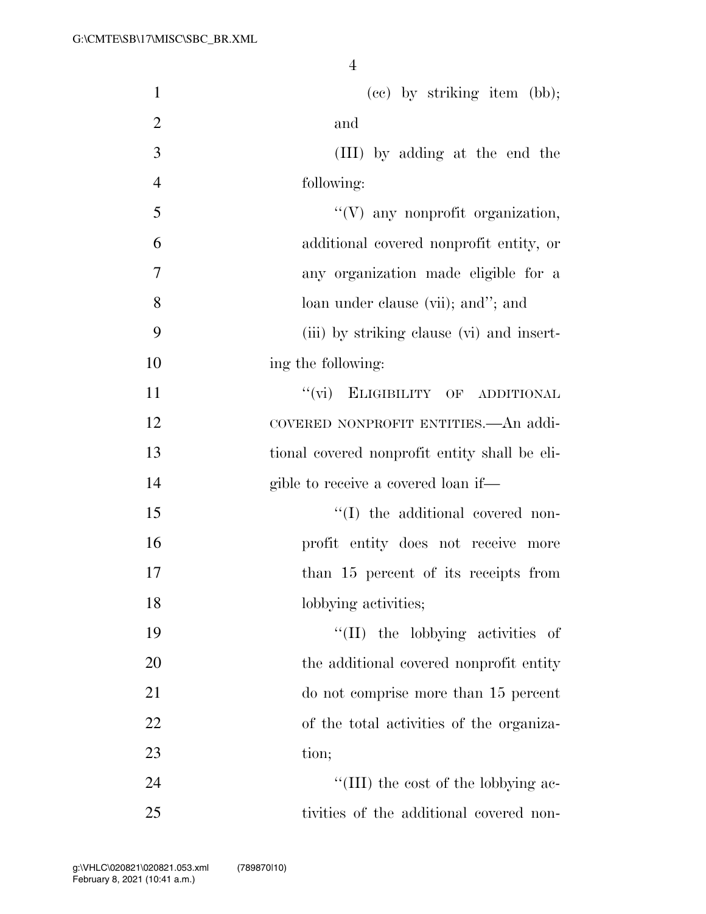(cc) by striking item (bb); and

(III) by adding at the end the following:

''(V) any nonprofit organization, additional covered nonprofit entity, or any organization made eligible for a loan under clause (vii); and''; and

(iii) by striking clause (vi) and inserting the following:

''(vi) ELIGIBILITY OF ADDITIONAL COVERED NONPROFIT ENTITIES.—An additional covered nonprofit entity shall be eligible to receive a covered loan if—

''(I) the additional covered nonprofit entity does not receive more than 15 percent of its receipts from lobbying activities;

''(II) the lobbying activities of the additional covered nonprofit entity do not comprise more than 15 percent of the total activities of the organization;

''(III) the cost of the lobbying activities of the additional covered non-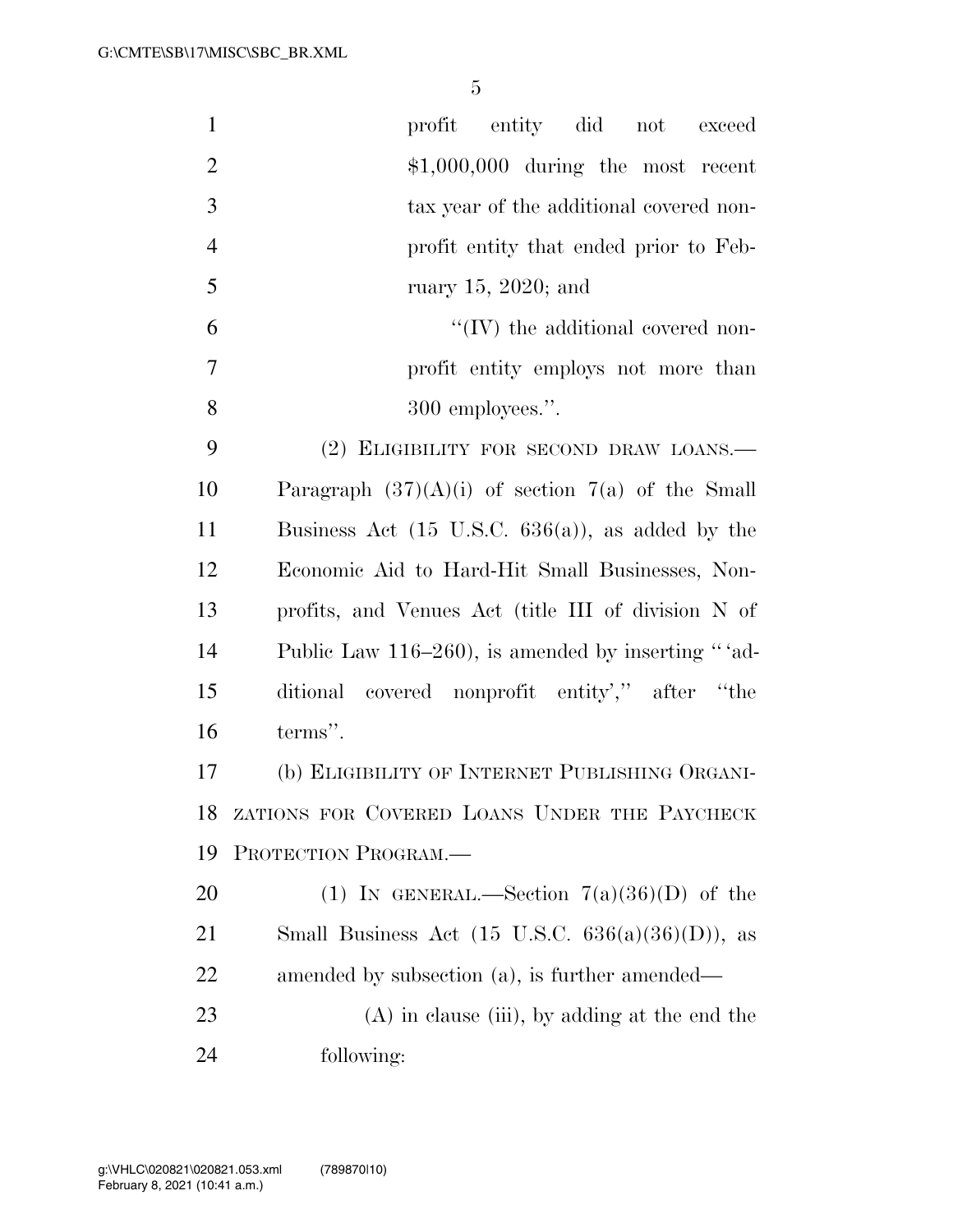profit entity did not exceed $1,000,000 during the most recent tax year of the additional covered nonprofit entity that ended prior to February 15, 2020; and

"(IV) the additional covered nonprofit entity employs not more than 300 employees.".

(2) ELIGIBILITY FOR SECOND DRAW LOANS.—Paragraph (37)(A)(i) of section 7(a) of the Small Business Act (15 U.S.C. 636(a)), as added by the Economic Aid to Hard-Hit Small Businesses, Nonprofits, and Venues Act (title III of division N of Public Law 116–260), is amended by inserting "'additional covered nonprofit entity'," after "the terms".

(b) ELIGIBILITY OF INTERNET PUBLISHING ORGANIZATIONS FOR COVERED LOANS UNDER THE PAYCHECK PROTECTION PROGRAM.—

(1) IN GENERAL.—Section 7(a)(36)(D) of the Small Business Act (15 U.S.C. 636(a)(36)(D)), as amended by subsection (a), is further amended—

(A) in clause (iii), by adding at the end the following: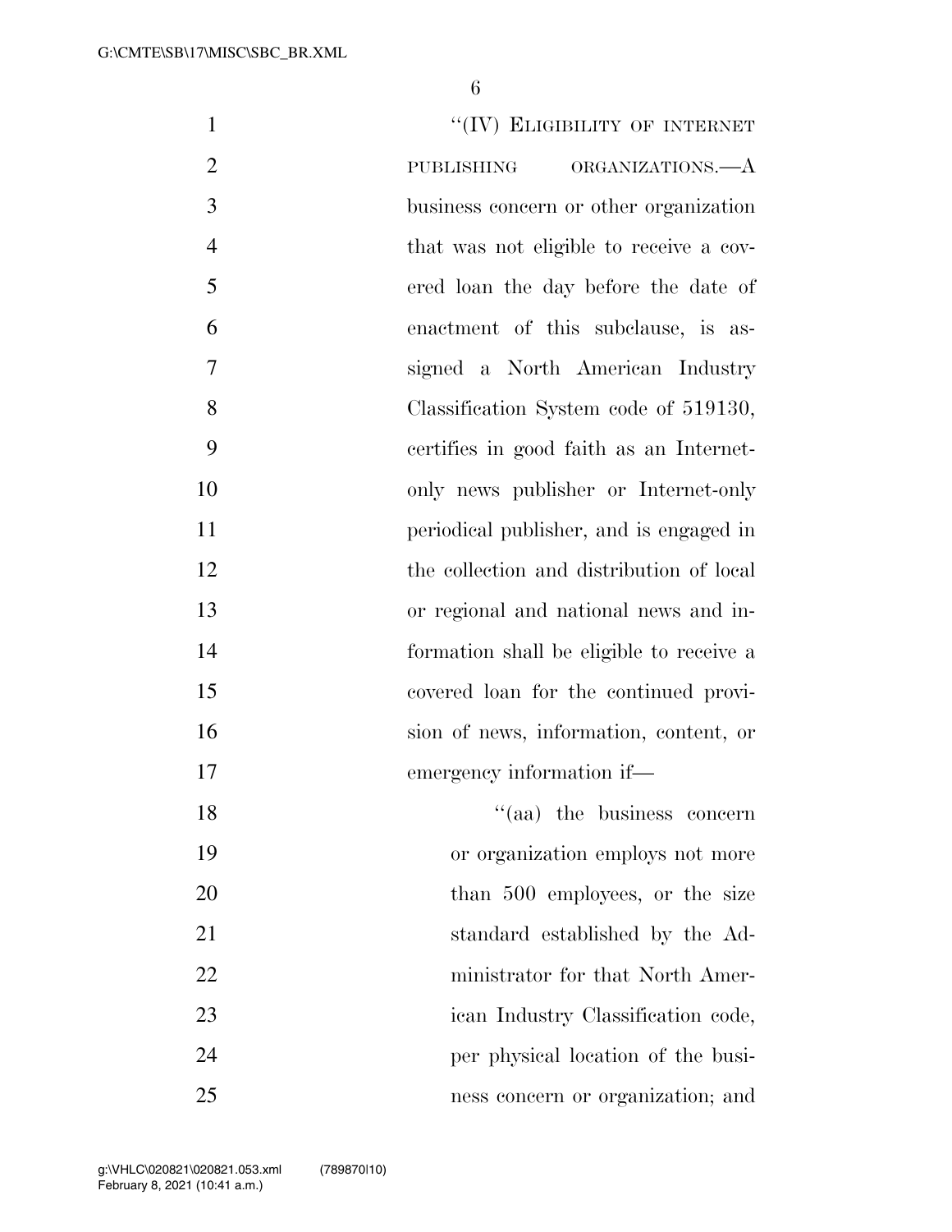"(IV) ELIGIBILITY OF INTERNET PUBLISHING ORGANIZATIONS.—A business concern or other organization that was not eligible to receive a covered loan the day before the date of enactment of this subclause, is assigned a North American Industry Classification System code of 519130, certifies in good faith as an Internet-only news publisher or Internet-only periodical publisher, and is engaged in the collection and distribution of local or regional and national news and information shall be eligible to receive a covered loan for the continued provision of news, information, content, or emergency information if—

"(aa) the business concern or organization employs not more than 500 employees, or the size standard established by the Administrator for that North American Industry Classification code, per physical location of the business concern or organization; and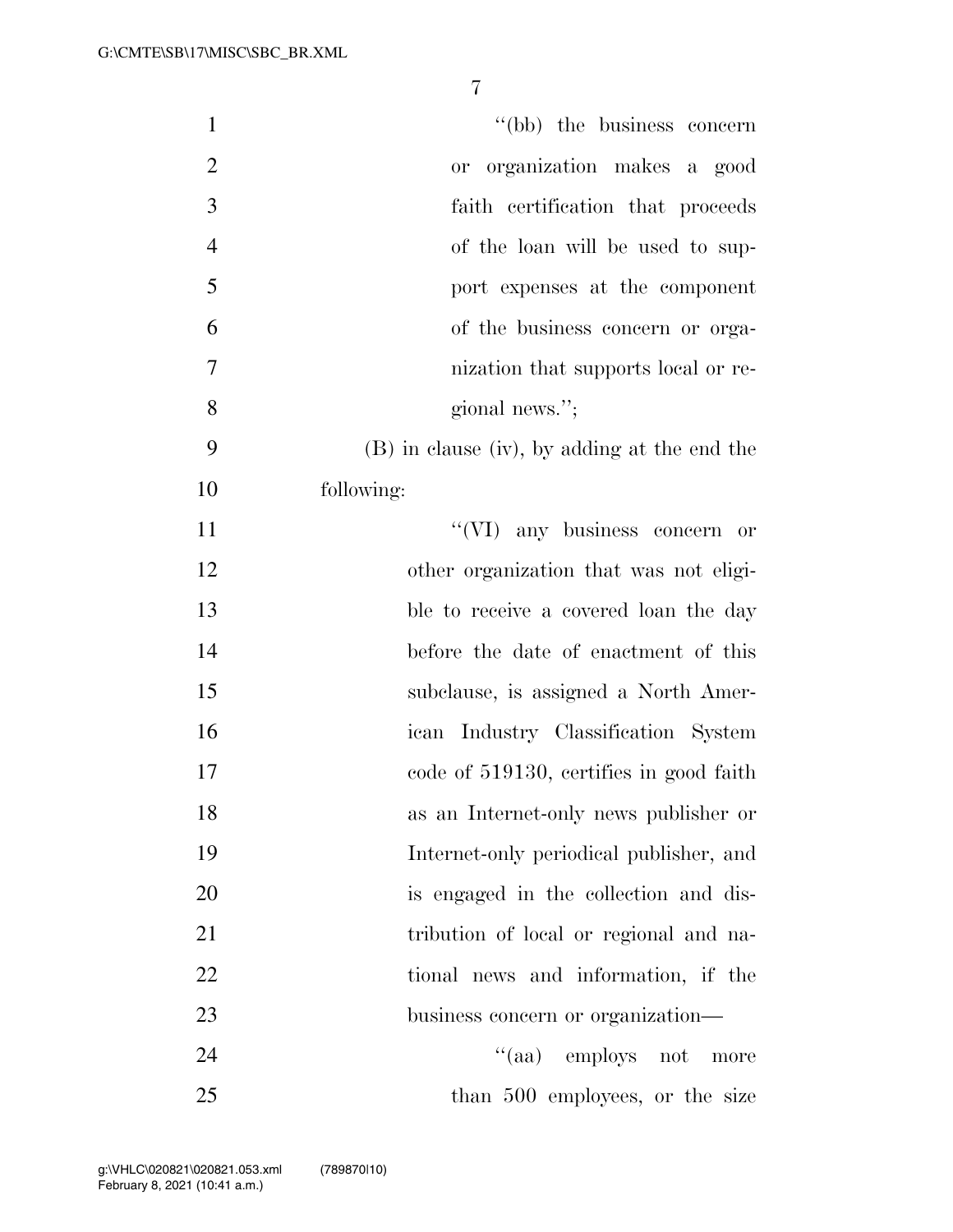"(bb) the business concern or organization makes a good faith certification that proceeds of the loan will be used to support expenses at the component of the business concern or organization that supports local or regional news.";

(B) in clause (iv), by adding at the end the following:

"(VI) any business concern or other organization that was not eligible to receive a covered loan the day before the date of enactment of this subclause, is assigned a North American Industry Classification System code of 519130, certifies in good faith as an Internet-only news publisher or Internet-only periodical publisher, and is engaged in the collection and distribution of local or regional and national news and information, if the business concern or organization—

"(aa) employs not more than 500 employees, or the size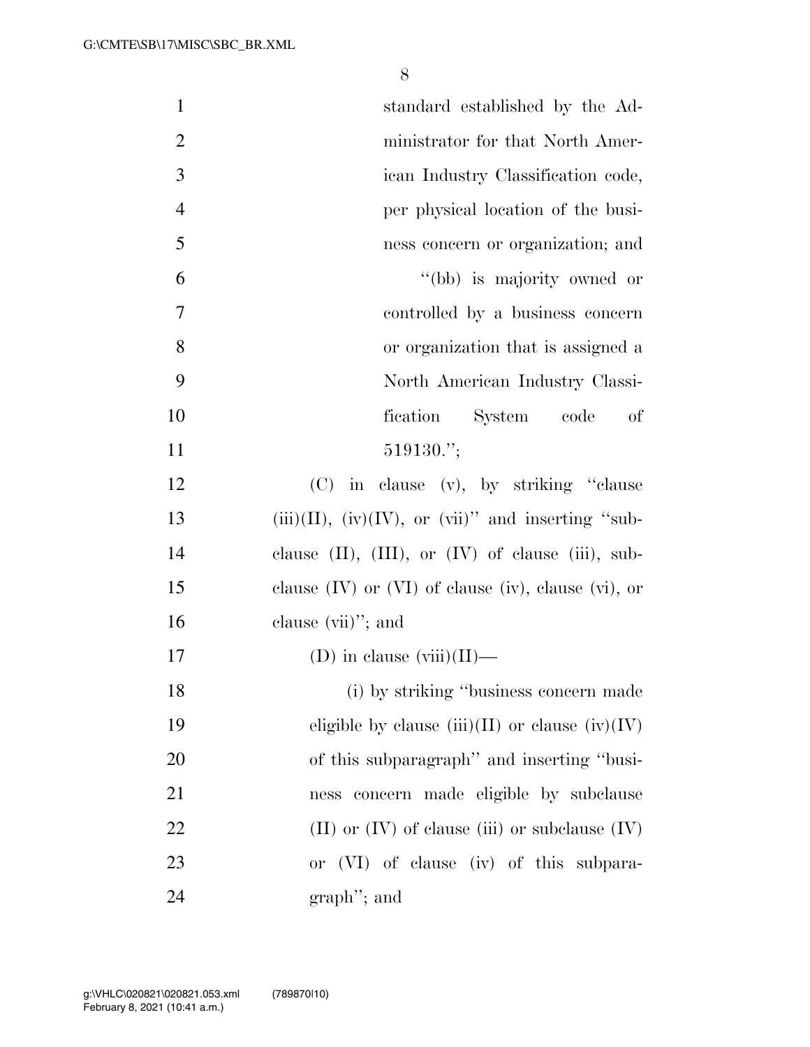standard established by the Administrator for that North American Industry Classification code, per physical location of the business concern or organization; and

''(bb) is majority owned or controlled by a business concern or organization that is assigned a North American Industry Classification System code of 519130.'';

(C) in clause (v), by striking ''clause (iii)(II), (iv)(IV), or (vii)'' and inserting ''subclause (II), (III), or (IV) of clause (iii), subclause (IV) or (VI) of clause (iv), clause (vi), or clause (vii)''; and

(D) in clause (viii)(II)—

(i) by striking ''business concern made eligible by clause (iii)(II) or clause (iv)(IV) of this subparagraph'' and inserting ''business concern made eligible by subclause (II) or (IV) of clause (iii) or subclause (IV) or (VI) of clause (iv) of this subparagraph''; and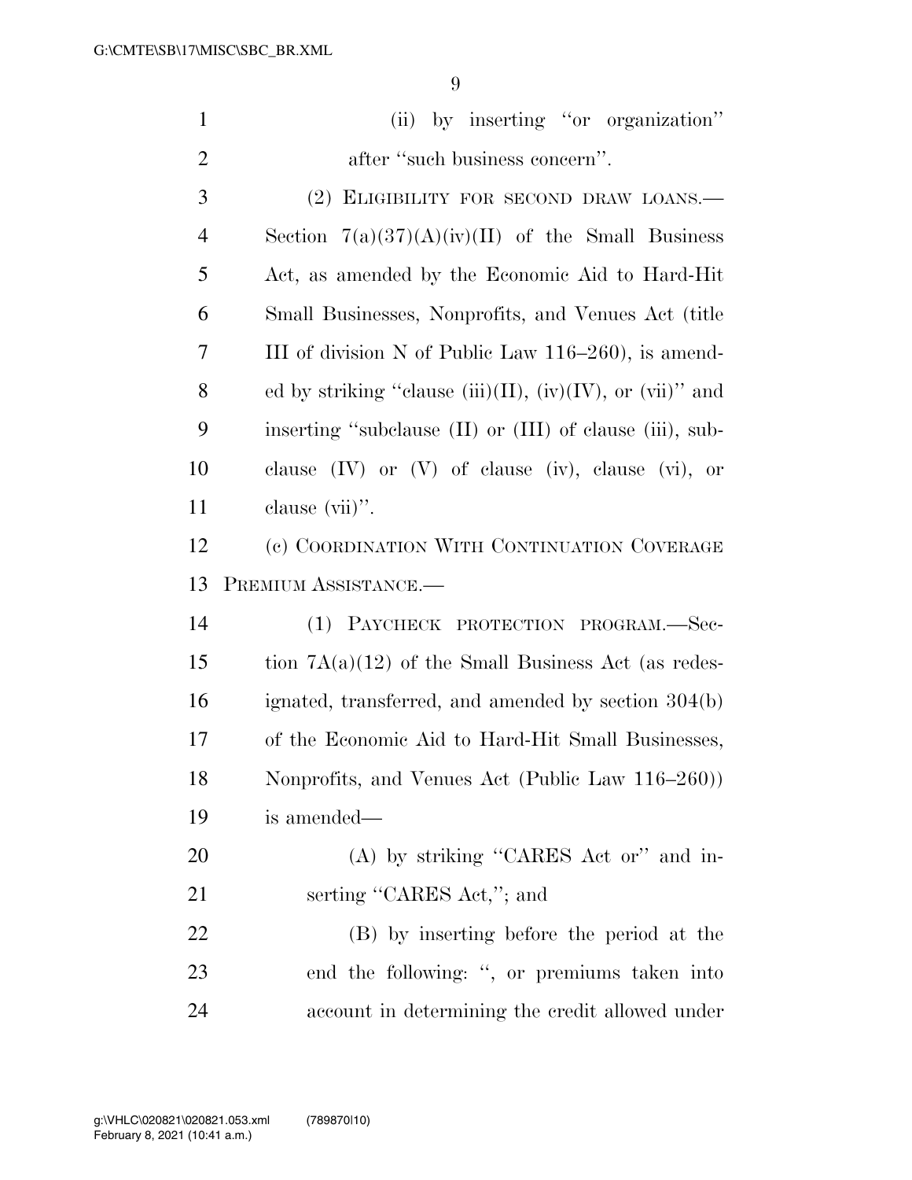(ii) by inserting "or organization" after "such business concern".

(2) ELIGIBILITY FOR SECOND DRAW LOANS.—Section 7(a)(37)(A)(iv)(II) of the Small Business Act, as amended by the Economic Aid to Hard-Hit Small Businesses, Nonprofits, and Venues Act (title III of division N of Public Law 116–260), is amended by striking "clause (iii)(II), (iv)(IV), or (vii)" and inserting "subclause (II) or (III) of clause (iii), subclause (IV) or (V) of clause (iv), clause (vi), or clause (vii)".

(c) COORDINATION WITH CONTINUATION COVERAGE PREMIUM ASSISTANCE.—

(1) PAYCHECK PROTECTION PROGRAM.—Section 7A(a)(12) of the Small Business Act (as redesignated, transferred, and amended by section 304(b) of the Economic Aid to Hard-Hit Small Businesses, Nonprofits, and Venues Act (Public Law 116–260)) is amended—

(A) by striking "CARES Act or" and inserting "CARES Act,"; and

(B) by inserting before the period at the end the following: ", or premiums taken into account in determining the credit allowed under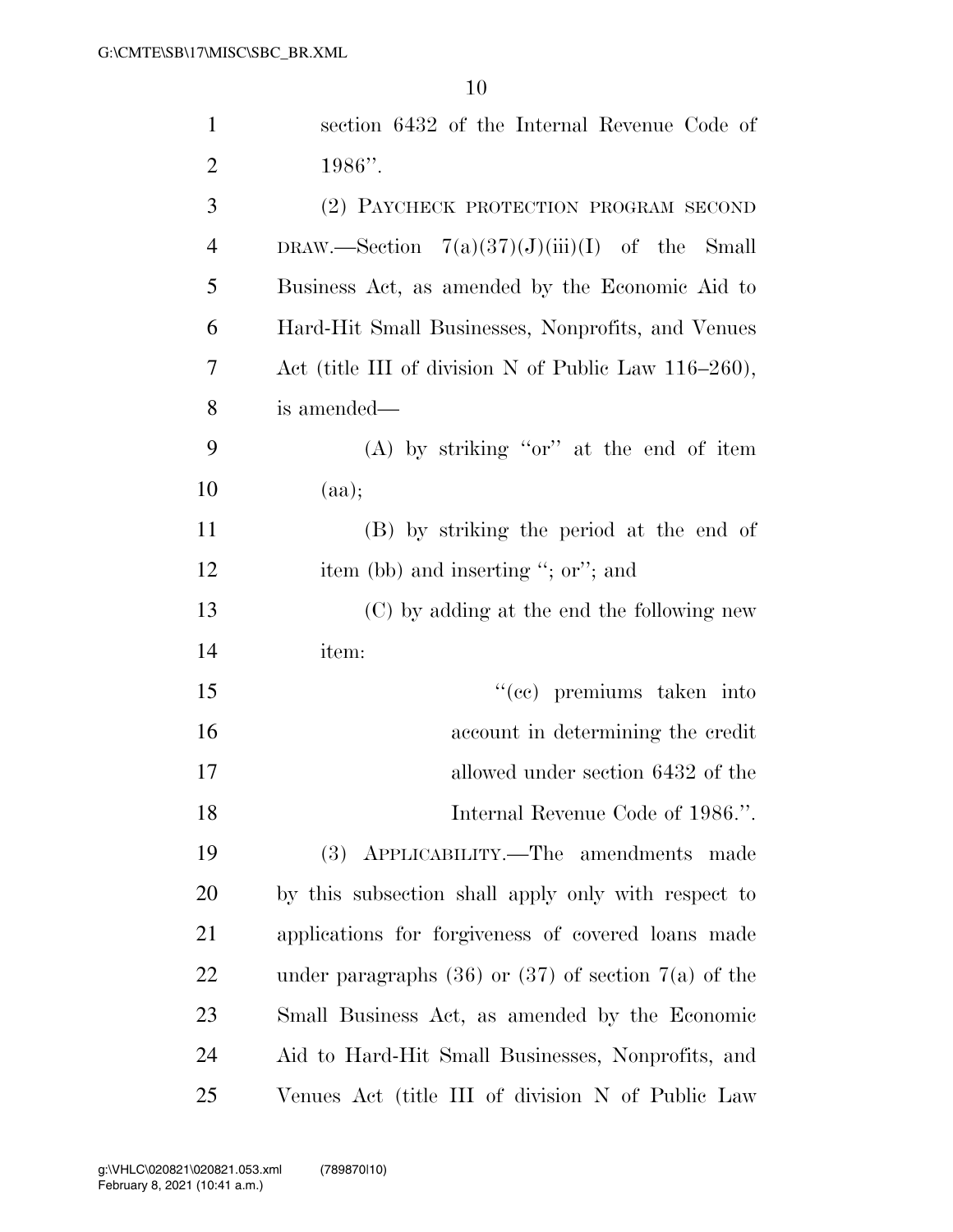section 6432 of the Internal Revenue Code of 1986''.

(2) PAYCHECK PROTECTION PROGRAM SECOND DRAW.—Section 7(a)(37)(J)(iii)(I) of the Small Business Act, as amended by the Economic Aid to Hard-Hit Small Businesses, Nonprofits, and Venues Act (title III of division N of Public Law 116–260), is amended—

(A) by striking ''or'' at the end of item (aa);

(B) by striking the period at the end of item (bb) and inserting ''; or''; and

(C) by adding at the end the following new item:

''(cc) premiums taken into account in determining the credit allowed under section 6432 of the Internal Revenue Code of 1986.''.

(3) APPLICABILITY.—The amendments made by this subsection shall apply only with respect to applications for forgiveness of covered loans made under paragraphs (36) or (37) of section 7(a) of the Small Business Act, as amended by the Economic Aid to Hard-Hit Small Businesses, Nonprofits, and Venues Act (title III of division N of Public Law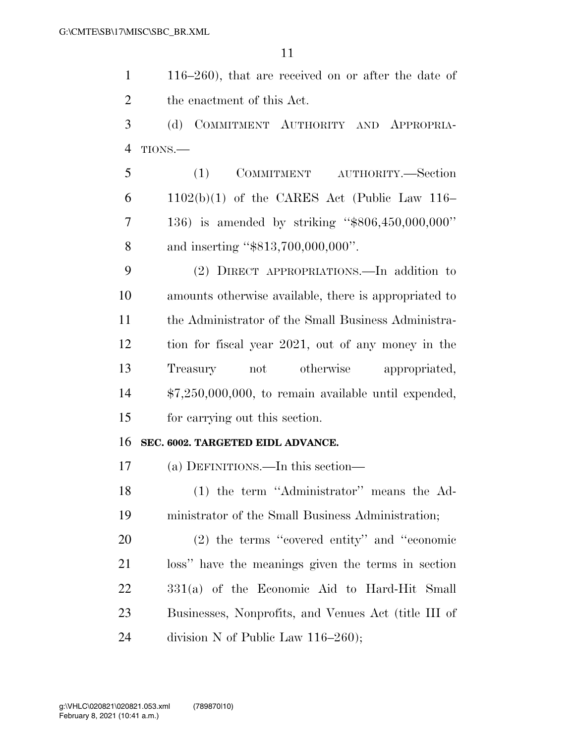116–260), that are received on or after the date of the enactment of this Act.

(d) COMMITMENT AUTHORITY AND APPROPRIATIONS.—

(1) COMMITMENT AUTHORITY.—Section 1102(b)(1) of the CARES Act (Public Law 116–136) is amended by striking "$806,450,000,000" and inserting "$813,700,000,000".

(2) DIRECT APPROPRIATIONS.—In addition to amounts otherwise available, there is appropriated to the Administrator of the Small Business Administration for fiscal year 2021, out of any money in the Treasury not otherwise appropriated, $7,250,000,000, to remain available until expended, for carrying out this section.

**SEC. 6002. TARGETED EIDL ADVANCE.**

(a) DEFINITIONS.—In this section—

(1) the term "Administrator" means the Administrator of the Small Business Administration;

(2) the terms "covered entity" and "economic loss" have the meanings given the terms in section 331(a) of the Economic Aid to Hard-Hit Small Businesses, Nonprofits, and Venues Act (title III of division N of Public Law 116–260);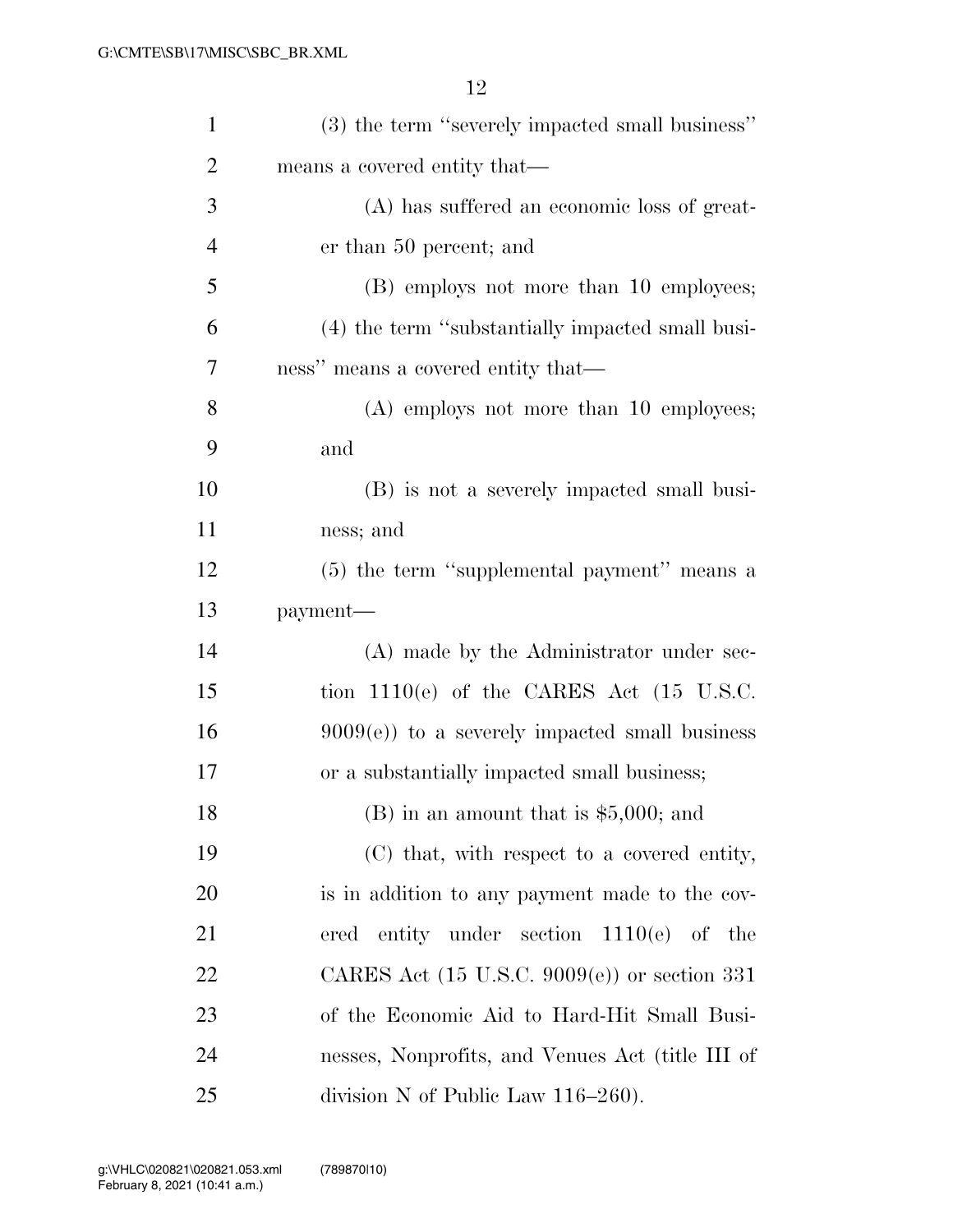(3) the term "severely impacted small business" means a covered entity that—

(A) has suffered an economic loss of greater than 50 percent; and

(B) employs not more than 10 employees;

(4) the term "substantially impacted small business" means a covered entity that—

(A) employs not more than 10 employees; and

(B) is not a severely impacted small business; and

(5) the term "supplemental payment" means a payment—

(A) made by the Administrator under section 1110(e) of the CARES Act (15 U.S.C. 9009(e)) to a severely impacted small business or a substantially impacted small business;

(B) in an amount that is $5,000; and

(C) that, with respect to a covered entity, is in addition to any payment made to the covered entity under section 1110(e) of the CARES Act (15 U.S.C. 9009(e)) or section 331 of the Economic Aid to Hard-Hit Small Businesses, Nonprofits, and Venues Act (title III of division N of Public Law 116–260).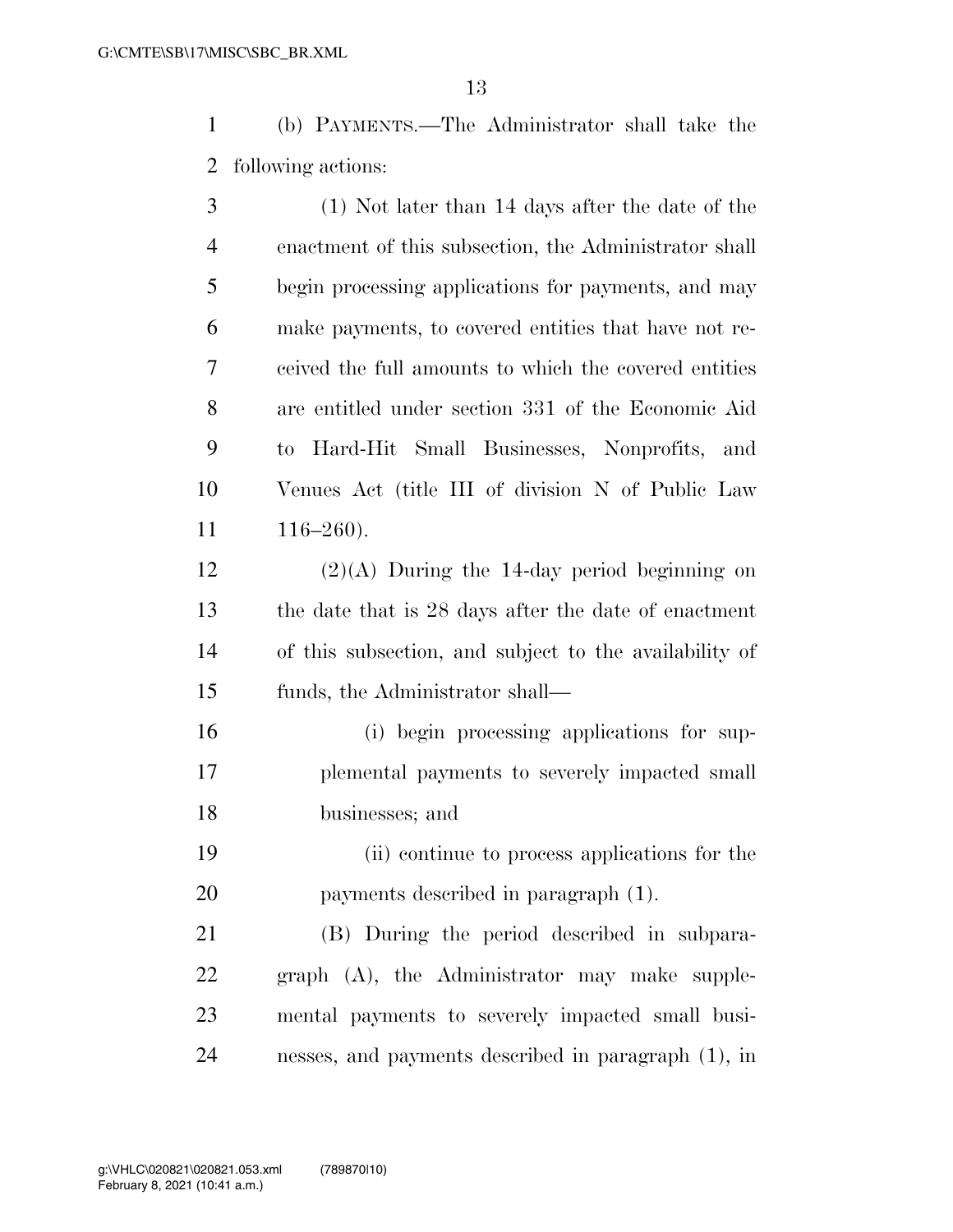(b) PAYMENTS.—The Administrator shall take the following actions:

(1) Not later than 14 days after the date of the enactment of this subsection, the Administrator shall begin processing applications for payments, and may make payments, to covered entities that have not received the full amounts to which the covered entities are entitled under section 331 of the Economic Aid to Hard-Hit Small Businesses, Nonprofits, and Venues Act (title III of division N of Public Law 116–260).

(2)(A) During the 14-day period beginning on the date that is 28 days after the date of enactment of this subsection, and subject to the availability of funds, the Administrator shall—

(i) begin processing applications for supplemental payments to severely impacted small businesses; and

(ii) continue to process applications for the payments described in paragraph (1).

(B) During the period described in subparagraph (A), the Administrator may make supplemental payments to severely impacted small businesses, and payments described in paragraph (1), in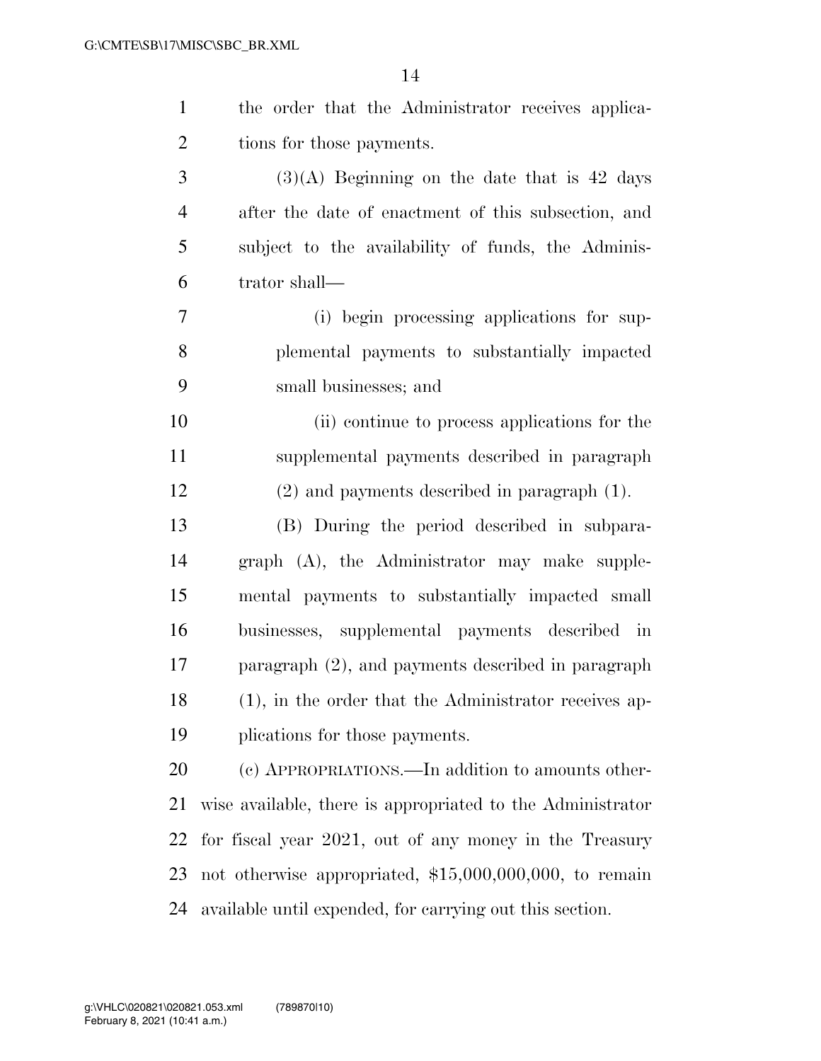the order that the Administrator receives applications for those payments.

(3)(A) Beginning on the date that is 42 days after the date of enactment of this subsection, and subject to the availability of funds, the Administrator shall—

(i) begin processing applications for supplemental payments to substantially impacted small businesses; and

(ii) continue to process applications for the supplemental payments described in paragraph (2) and payments described in paragraph (1).

(B) During the period described in subparagraph (A), the Administrator may make supplemental payments to substantially impacted small businesses, supplemental payments described in paragraph (2), and payments described in paragraph (1), in the order that the Administrator receives applications for those payments.

(c) APPROPRIATIONS.—In addition to amounts otherwise available, there is appropriated to the Administrator for fiscal year 2021, out of any money in the Treasury not otherwise appropriated, $15,000,000,000, to remain available until expended, for carrying out this section.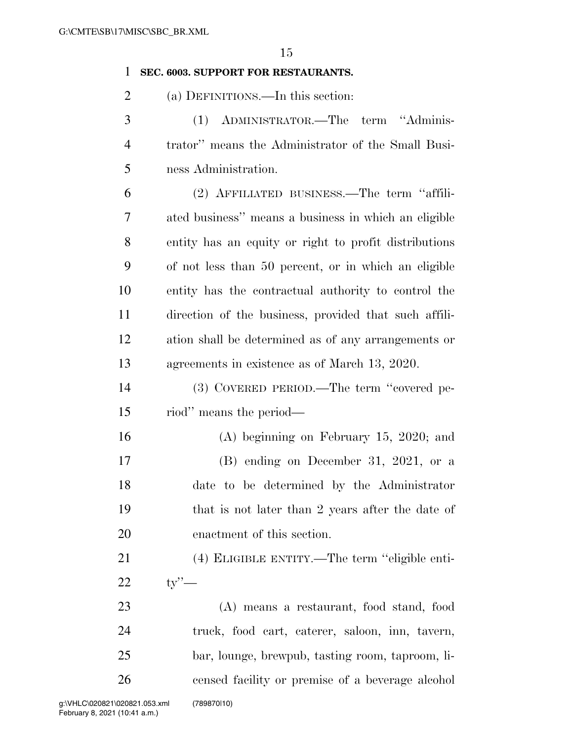**SEC. 6003. SUPPORT FOR RESTAURANTS.**

(a) DEFINITIONS.—In this section:

(1) ADMINISTRATOR.—The term "Administrator" means the Administrator of the Small Business Administration.

(2) AFFILIATED BUSINESS.—The term "affiliated business" means a business in which an eligible entity has an equity or right to profit distributions of not less than 50 percent, or in which an eligible entity has the contractual authority to control the direction of the business, provided that such affiliation shall be determined as of any arrangements or agreements in existence as of March 13, 2020.

(3) COVERED PERIOD.—The term "covered period" means the period—

(A) beginning on February 15, 2020; and

(B) ending on December 31, 2021, or a date to be determined by the Administrator that is not later than 2 years after the date of enactment of this section.

(4) ELIGIBLE ENTITY.—The term "eligible entity"—

(A) means a restaurant, food stand, food truck, food cart, caterer, saloon, inn, tavern, bar, lounge, brewpub, tasting room, taproom, licensed facility or premise of a beverage alcohol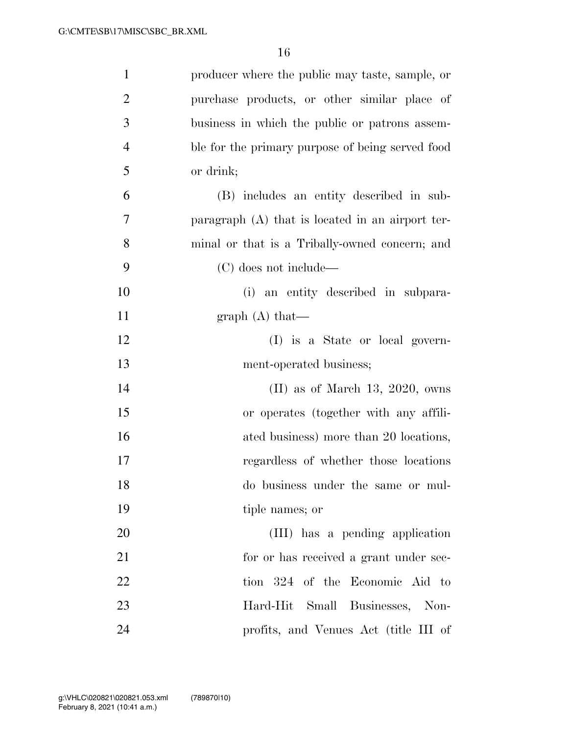producer where the public may taste, sample, or purchase products, or other similar place of business in which the public or patrons assemble for the primary purpose of being served food or drink;

(B) includes an entity described in subparagraph (A) that is located in an airport terminal or that is a Tribally-owned concern; and

(C) does not include—

(i) an entity described in subparagraph (A) that—

(I) is a State or local government-operated business;

(II) as of March 13, 2020, owns or operates (together with any affiliated business) more than 20 locations, regardless of whether those locations do business under the same or multiple names; or

(III) has a pending application for or has received a grant under section 324 of the Economic Aid to Hard-Hit Small Businesses, Nonprofits, and Venues Act (title III of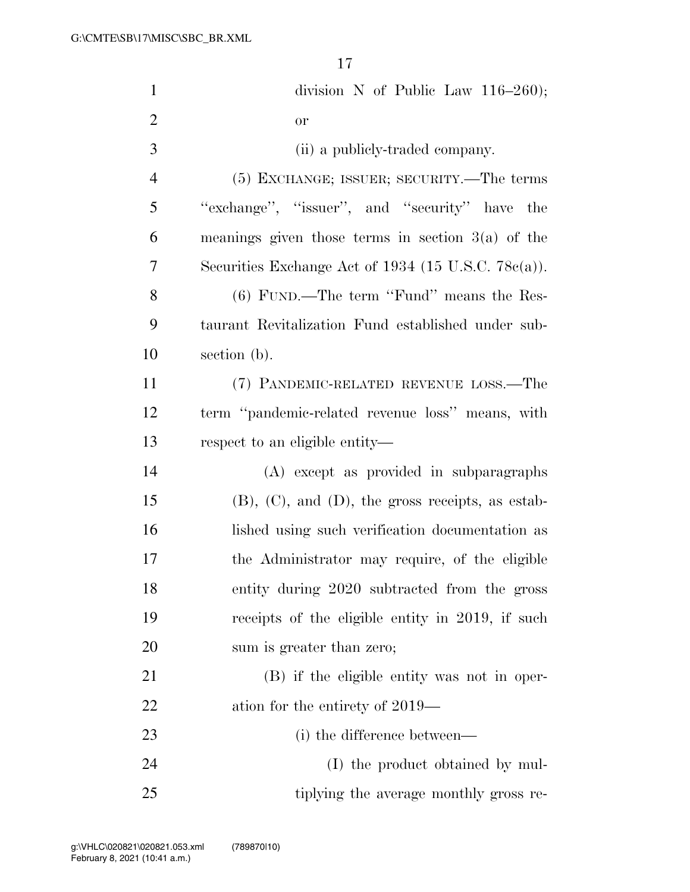division N of Public Law 116–260); or

(ii) a publicly-traded company.

(5) EXCHANGE; ISSUER; SECURITY.—The terms "exchange", "issuer", and "security" have the meanings given those terms in section 3(a) of the Securities Exchange Act of 1934 (15 U.S.C. 78c(a)).

(6) FUND.—The term "Fund" means the Restaurant Revitalization Fund established under subsection (b).

(7) PANDEMIC-RELATED REVENUE LOSS.—The term "pandemic-related revenue loss" means, with respect to an eligible entity—

(A) except as provided in subparagraphs (B), (C), and (D), the gross receipts, as established using such verification documentation as the Administrator may require, of the eligible entity during 2020 subtracted from the gross receipts of the eligible entity in 2019, if such sum is greater than zero;

(B) if the eligible entity was not in operation for the entirety of 2019—

(i) the difference between—

(I) the product obtained by multiplying the average monthly gross re-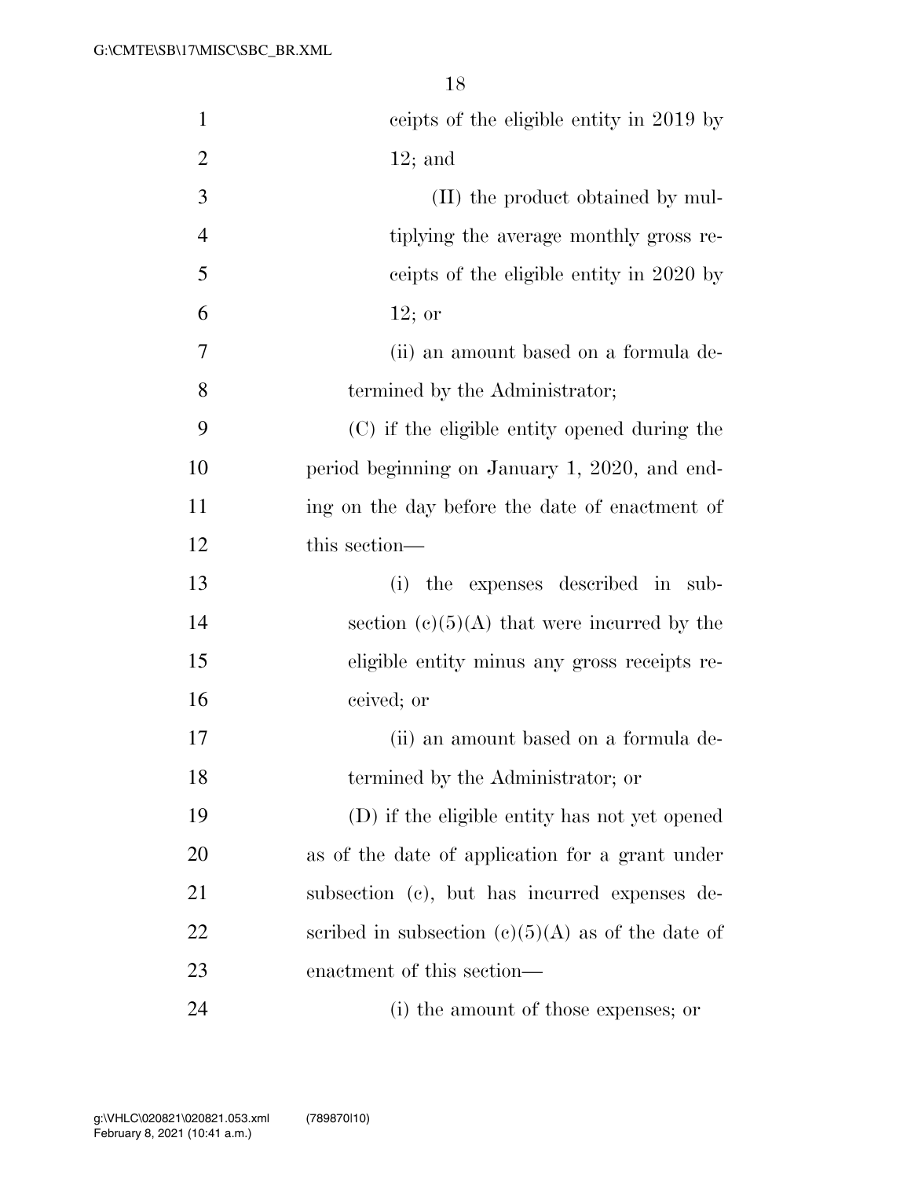ceipts of the eligible entity in 2019 by 12; and

(II) the product obtained by multiplying the average monthly gross receipts of the eligible entity in 2020 by 12; or

(ii) an amount based on a formula determined by the Administrator;

(C) if the eligible entity opened during the period beginning on January 1, 2020, and ending on the day before the date of enactment of this section—

(i) the expenses described in subsection (c)(5)(A) that were incurred by the eligible entity minus any gross receipts received; or

(ii) an amount based on a formula determined by the Administrator; or

(D) if the eligible entity has not yet opened as of the date of application for a grant under subsection (c), but has incurred expenses described in subsection (c)(5)(A) as of the date of enactment of this section—

(i) the amount of those expenses; or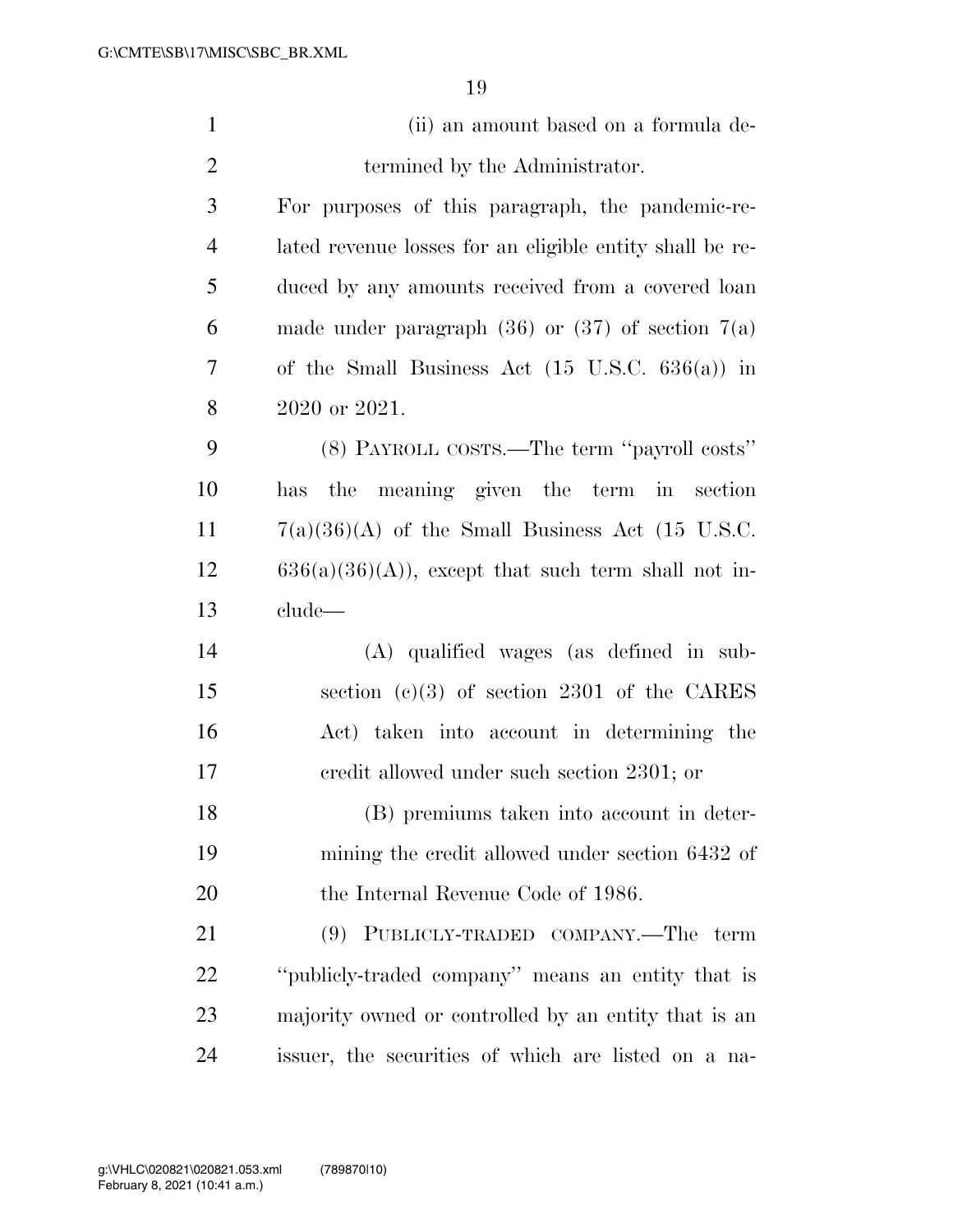(ii) an amount based on a formula determined by the Administrator.

For purposes of this paragraph, the pandemic-related revenue losses for an eligible entity shall be reduced by any amounts received from a covered loan made under paragraph (36) or (37) of section 7(a) of the Small Business Act (15 U.S.C. 636(a)) in 2020 or 2021.

(8) PAYROLL COSTS.—The term ''payroll costs'' has the meaning given the term in section 7(a)(36)(A) of the Small Business Act (15 U.S.C. 636(a)(36)(A)), except that such term shall not include—

(A) qualified wages (as defined in subsection (c)(3) of section 2301 of the CARES Act) taken into account in determining the credit allowed under such section 2301; or

(B) premiums taken into account in determining the credit allowed under section 6432 of the Internal Revenue Code of 1986.

(9) PUBLICLY-TRADED COMPANY.—The term ''publicly-traded company'' means an entity that is majority owned or controlled by an entity that is an issuer, the securities of which are listed on a na-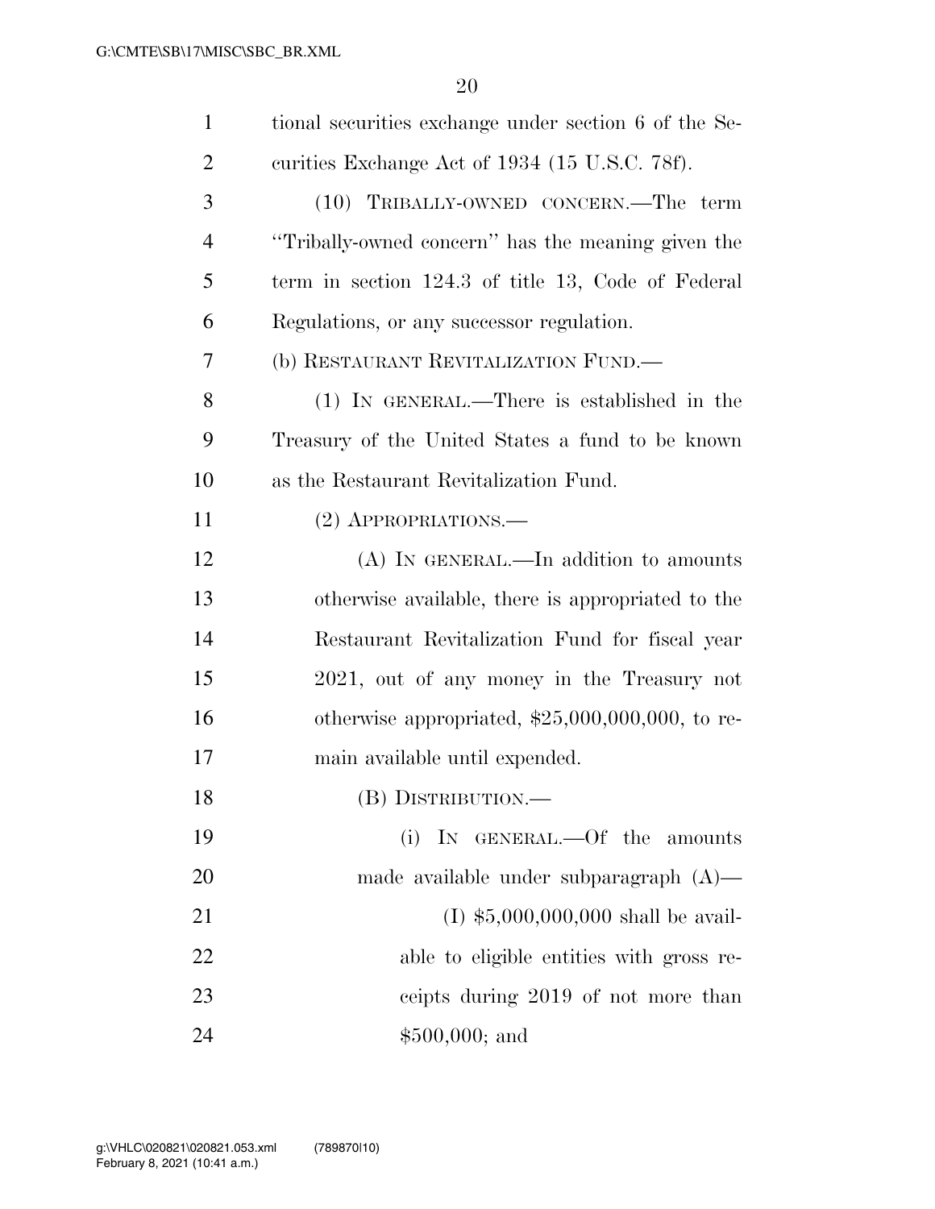tional securities exchange under section 6 of the Securities Exchange Act of 1934 (15 U.S.C. 78f).

(10) TRIBALLY-OWNED CONCERN.—The term ''Tribally-owned concern'' has the meaning given the term in section 124.3 of title 13, Code of Federal Regulations, or any successor regulation.

(b) RESTAURANT REVITALIZATION FUND.—

(1) IN GENERAL.—There is established in the Treasury of the United States a fund to be known as the Restaurant Revitalization Fund.

(2) APPROPRIATIONS.—

(A) IN GENERAL.—In addition to amounts otherwise available, there is appropriated to the Restaurant Revitalization Fund for fiscal year 2021, out of any money in the Treasury not otherwise appropriated, $25,000,000,000, to remain available until expended.

(B) DISTRIBUTION.—

(i) IN GENERAL.—Of the amounts made available under subparagraph (A)—

(I) $5,000,000,000 shall be available to eligible entities with gross receipts during 2019 of not more than $500,000; and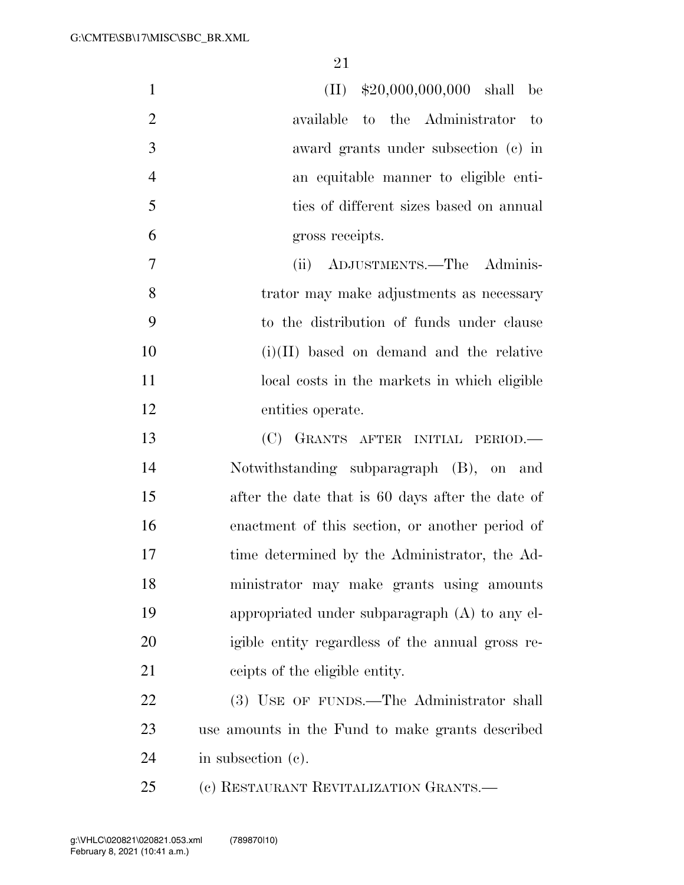(II) $20,000,000,000 shall be available to the Administrator to award grants under subsection (c) in an equitable manner to eligible entities of different sizes based on annual gross receipts.

(ii) ADJUSTMENTS.—The Administrator may make adjustments as necessary to the distribution of funds under clause (i)(II) based on demand and the relative local costs in the markets in which eligible entities operate.

(C) GRANTS AFTER INITIAL PERIOD.—Notwithstanding subparagraph (B), on and after the date that is 60 days after the date of enactment of this section, or another period of time determined by the Administrator, the Administrator may make grants using amounts appropriated under subparagraph (A) to any eligible entity regardless of the annual gross receipts of the eligible entity.

(3) USE OF FUNDS.—The Administrator shall use amounts in the Fund to make grants described in subsection (c).

(c) RESTAURANT REVITALIZATION GRANTS.—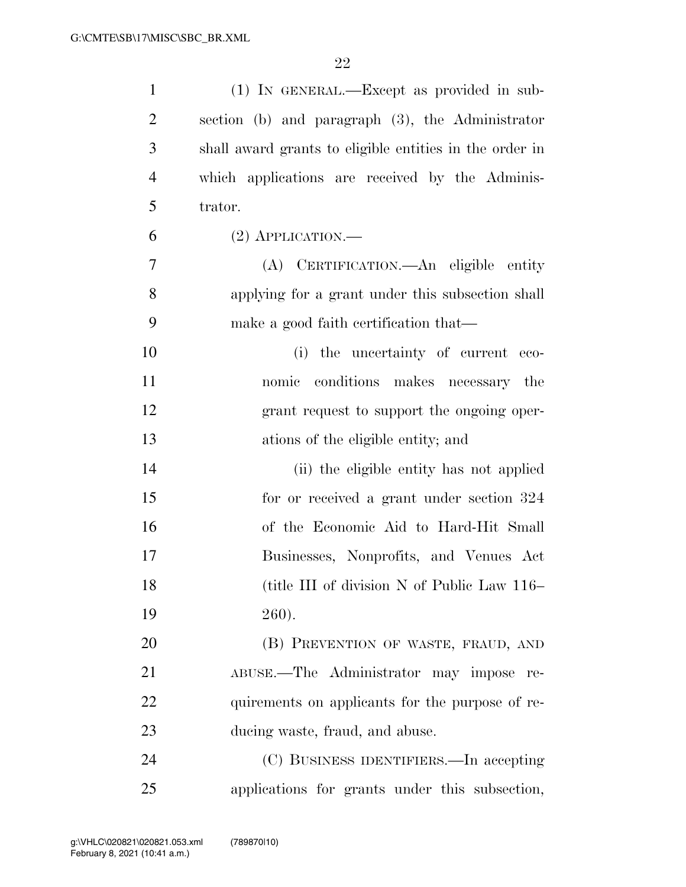(1) IN GENERAL.—Except as provided in subsection (b) and paragraph (3), the Administrator shall award grants to eligible entities in the order in which applications are received by the Administrator.

(2) APPLICATION.—

(A) CERTIFICATION.—An eligible entity applying for a grant under this subsection shall make a good faith certification that—

(i) the uncertainty of current economic conditions makes necessary the grant request to support the ongoing operations of the eligible entity; and

(ii) the eligible entity has not applied for or received a grant under section 324 of the Economic Aid to Hard-Hit Small Businesses, Nonprofits, and Venues Act (title III of division N of Public Law 116–260).

(B) PREVENTION OF WASTE, FRAUD, AND ABUSE.—The Administrator may impose requirements on applicants for the purpose of reducing waste, fraud, and abuse.

(C) BUSINESS IDENTIFIERS.—In accepting applications for grants under this subsection,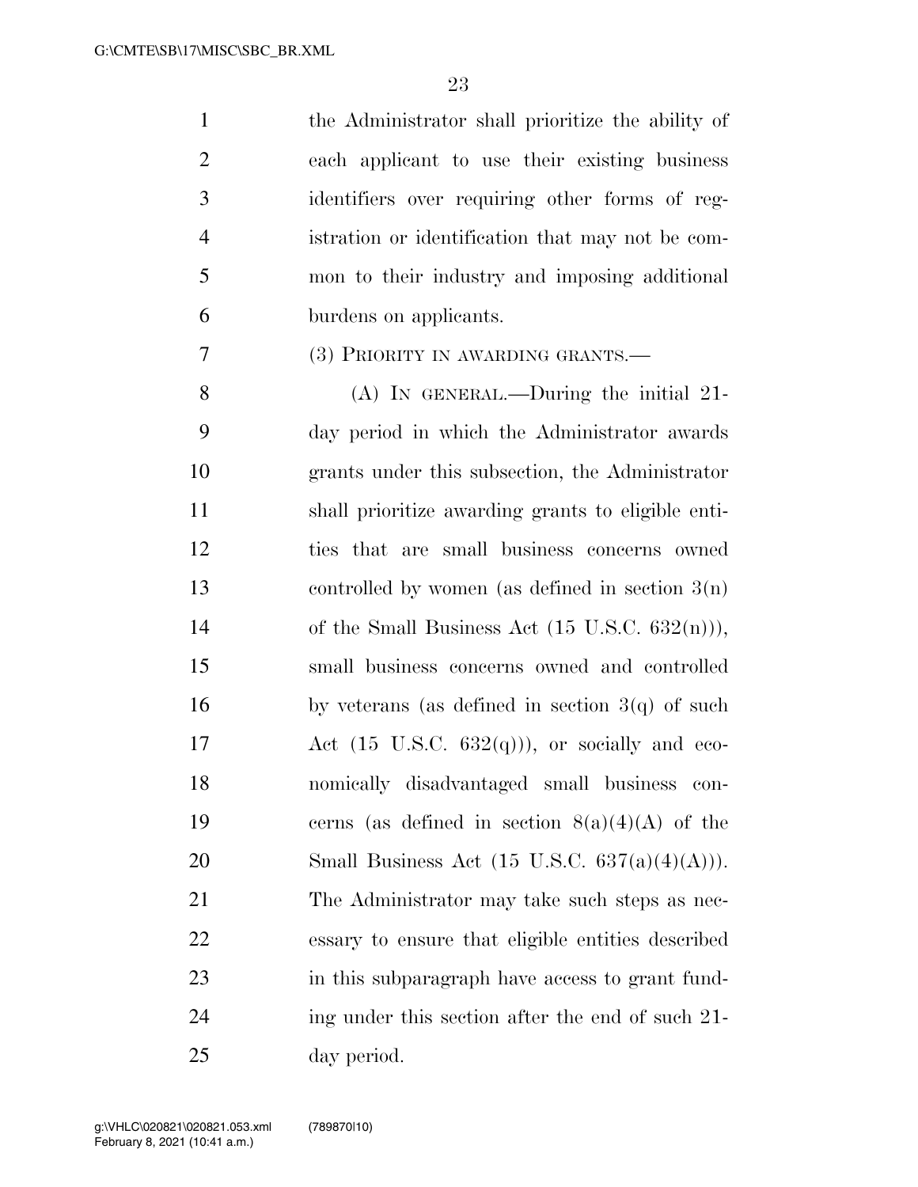the Administrator shall prioritize the ability of each applicant to use their existing business identifiers over requiring other forms of registration or identification that may not be common to their industry and imposing additional burdens on applicants.

(3) PRIORITY IN AWARDING GRANTS.—

(A) IN GENERAL.—During the initial 21-day period in which the Administrator awards grants under this subsection, the Administrator shall prioritize awarding grants to eligible entities that are small business concerns owned controlled by women (as defined in section 3(n) of the Small Business Act (15 U.S.C. 632(n))), small business concerns owned and controlled by veterans (as defined in section 3(q) of such Act (15 U.S.C. 632(q))), or socially and economically disadvantaged small business concerns (as defined in section 8(a)(4)(A) of the Small Business Act (15 U.S.C. 637(a)(4)(A))). The Administrator may take such steps as necessary to ensure that eligible entities described in this subparagraph have access to grant funding under this section after the end of such 21-day period.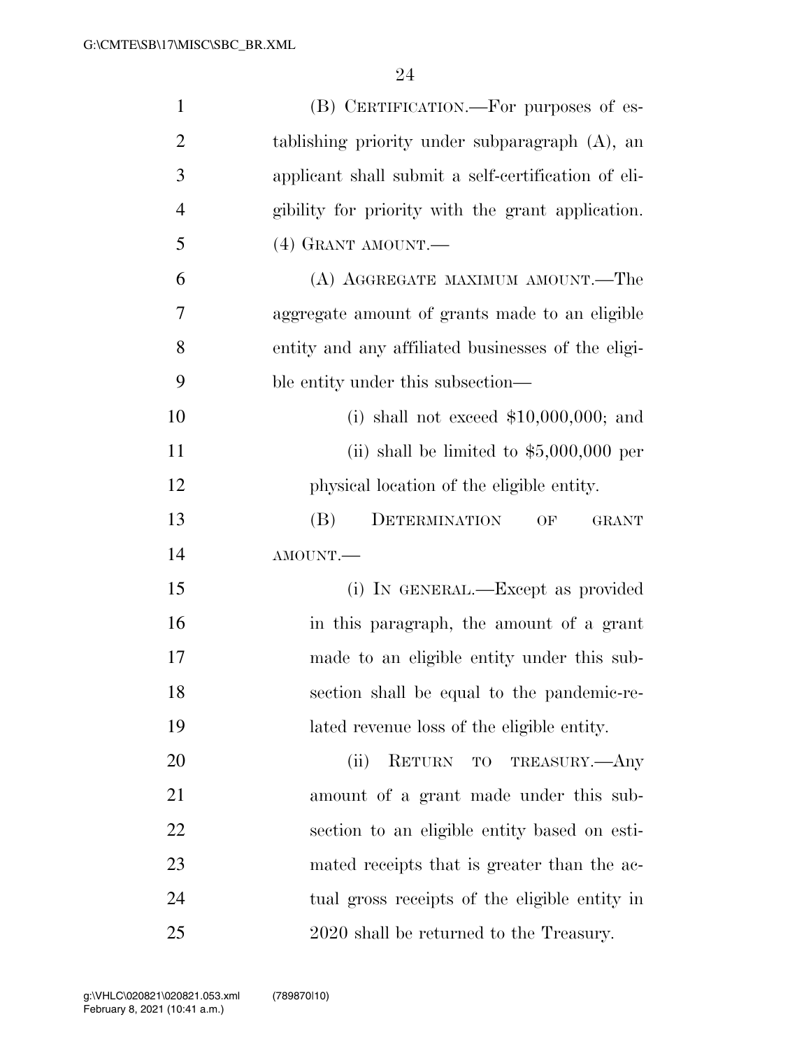(B) CERTIFICATION.—For purposes of establishing priority under subparagraph (A), an applicant shall submit a self-certification of eligibility for priority with the grant application.

(4) GRANT AMOUNT.—

(A) AGGREGATE MAXIMUM AMOUNT.—The aggregate amount of grants made to an eligible entity and any affiliated businesses of the eligible entity under this subsection—

(i) shall not exceed $10,000,000; and

(ii) shall be limited to $5,000,000 per physical location of the eligible entity.

(B) DETERMINATION OF GRANT AMOUNT.—

(i) IN GENERAL.—Except as provided in this paragraph, the amount of a grant made to an eligible entity under this subsection shall be equal to the pandemic-related revenue loss of the eligible entity.

(ii) RETURN TO TREASURY.—Any amount of a grant made under this subsection to an eligible entity based on estimated receipts that is greater than the actual gross receipts of the eligible entity in 2020 shall be returned to the Treasury.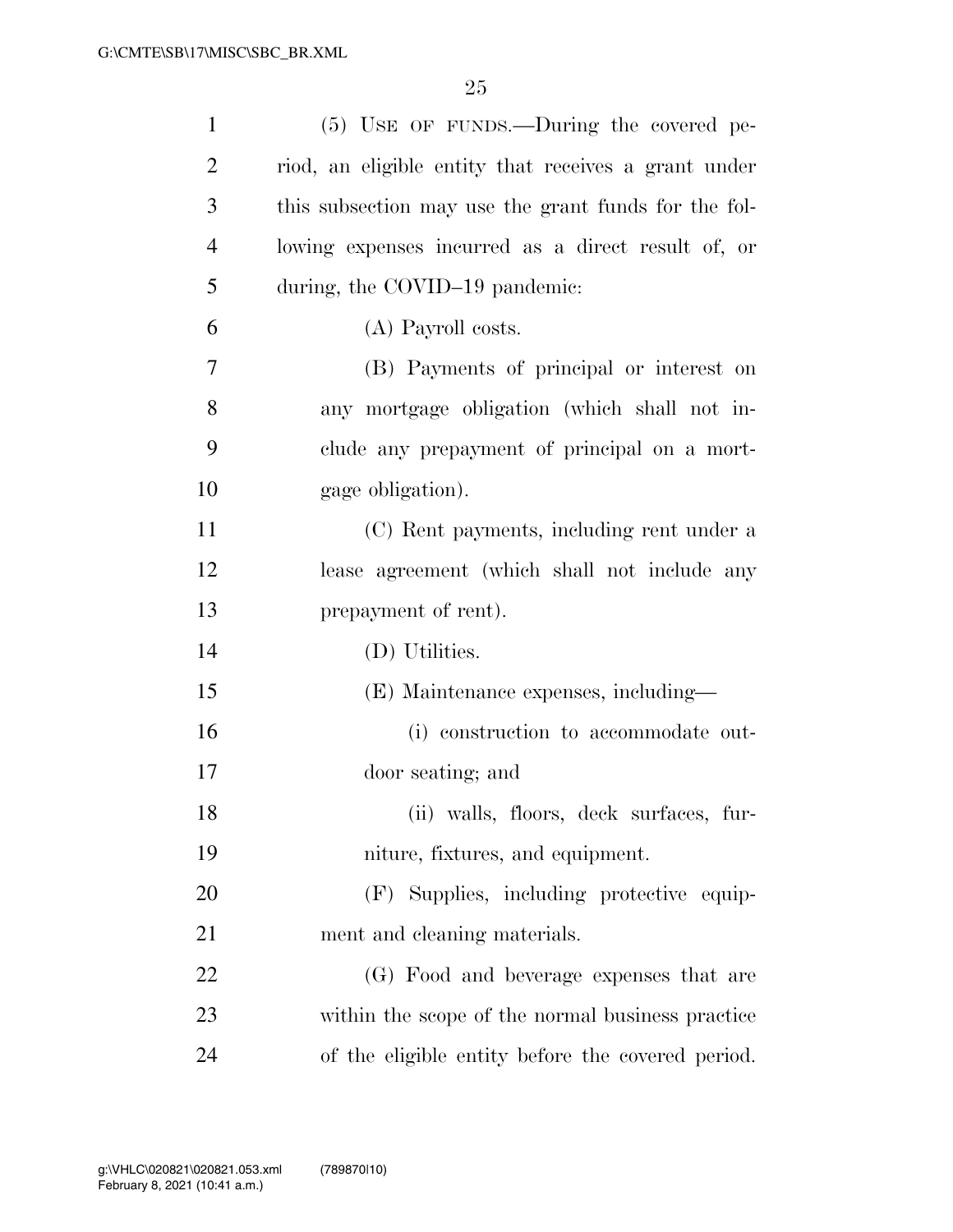(5) USE OF FUNDS.—During the covered period, an eligible entity that receives a grant under this subsection may use the grant funds for the following expenses incurred as a direct result of, or during, the COVID–19 pandemic:

(A) Payroll costs.

(B) Payments of principal or interest on any mortgage obligation (which shall not include any prepayment of principal on a mortgage obligation).

(C) Rent payments, including rent under a lease agreement (which shall not include any prepayment of rent).

(D) Utilities.

(E) Maintenance expenses, including—

(i) construction to accommodate outdoor seating; and

(ii) walls, floors, deck surfaces, furniture, fixtures, and equipment.

(F) Supplies, including protective equipment and cleaning materials.

(G) Food and beverage expenses that are within the scope of the normal business practice of the eligible entity before the covered period.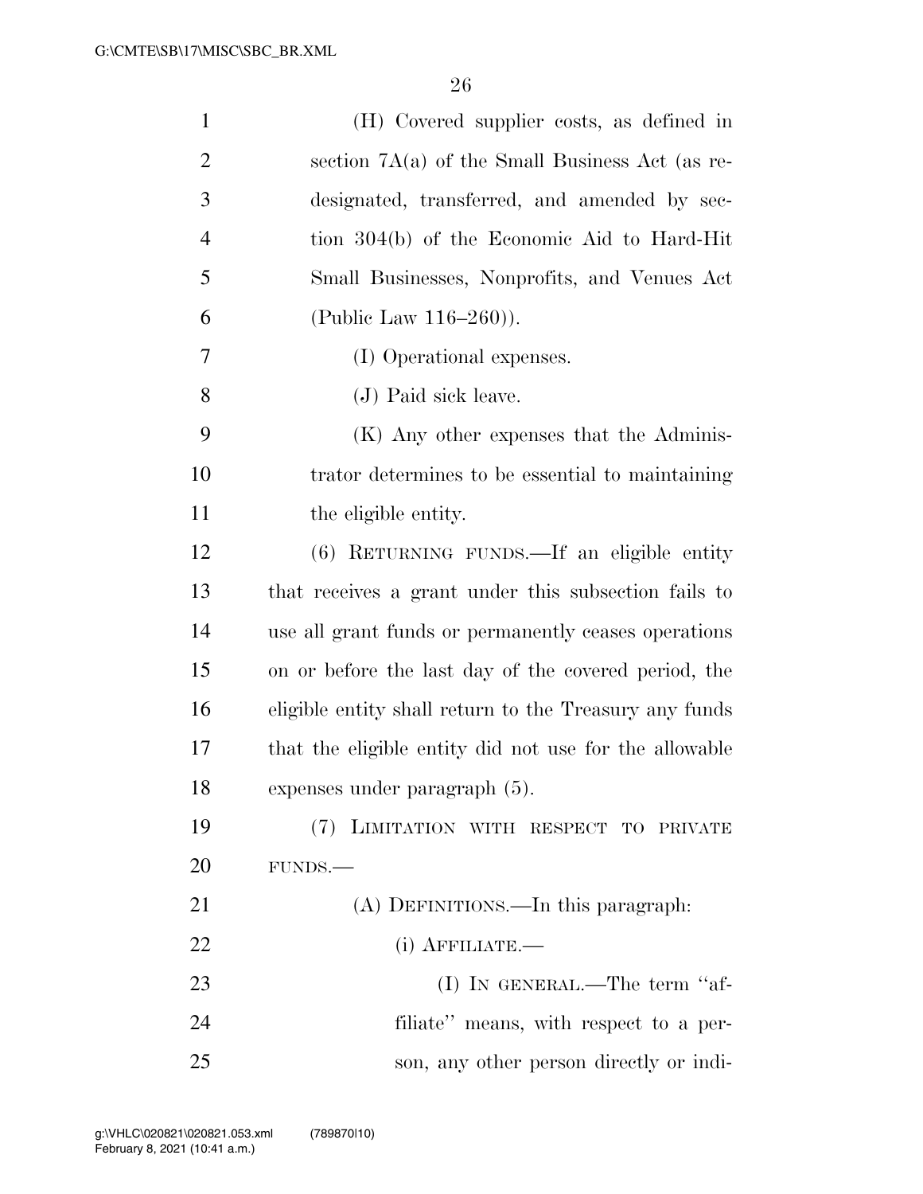(H) Covered supplier costs, as defined in section 7A(a) of the Small Business Act (as redesignated, transferred, and amended by section 304(b) of the Economic Aid to Hard-Hit Small Businesses, Nonprofits, and Venues Act (Public Law 116–260)).

(I) Operational expenses.

(J) Paid sick leave.

(K) Any other expenses that the Administrator determines to be essential to maintaining the eligible entity.

(6) RETURNING FUNDS.—If an eligible entity that receives a grant under this subsection fails to use all grant funds or permanently ceases operations on or before the last day of the covered period, the eligible entity shall return to the Treasury any funds that the eligible entity did not use for the allowable expenses under paragraph (5).

(7) LIMITATION WITH RESPECT TO PRIVATE FUNDS.—

(A) DEFINITIONS.—In this paragraph:

(i) AFFILIATE.—

(I) IN GENERAL.—The term ''affiliate'' means, with respect to a person, any other person directly or indi-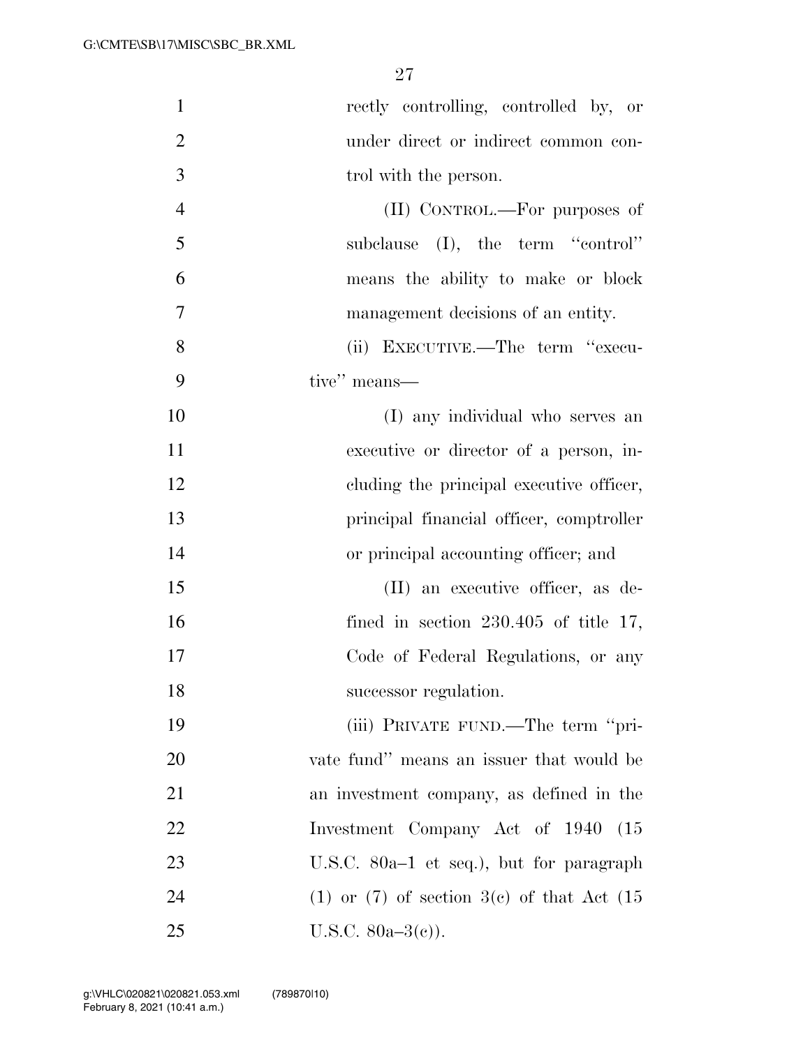rectly controlling, controlled by, or under direct or indirect common control with the person.

(II) CONTROL.—For purposes of subclause (I), the term ''control'' means the ability to make or block management decisions of an entity.

(ii) EXECUTIVE.—The term ''executive'' means—

(I) any individual who serves an executive or director of a person, including the principal executive officer, principal financial officer, comptroller or principal accounting officer; and

(II) an executive officer, as defined in section 230.405 of title 17, Code of Federal Regulations, or any successor regulation.

(iii) PRIVATE FUND.—The term ''private fund'' means an issuer that would be an investment company, as defined in the Investment Company Act of 1940 (15 U.S.C. 80a–1 et seq.), but for paragraph (1) or (7) of section 3(c) of that Act (15 U.S.C. 80a–3(c)).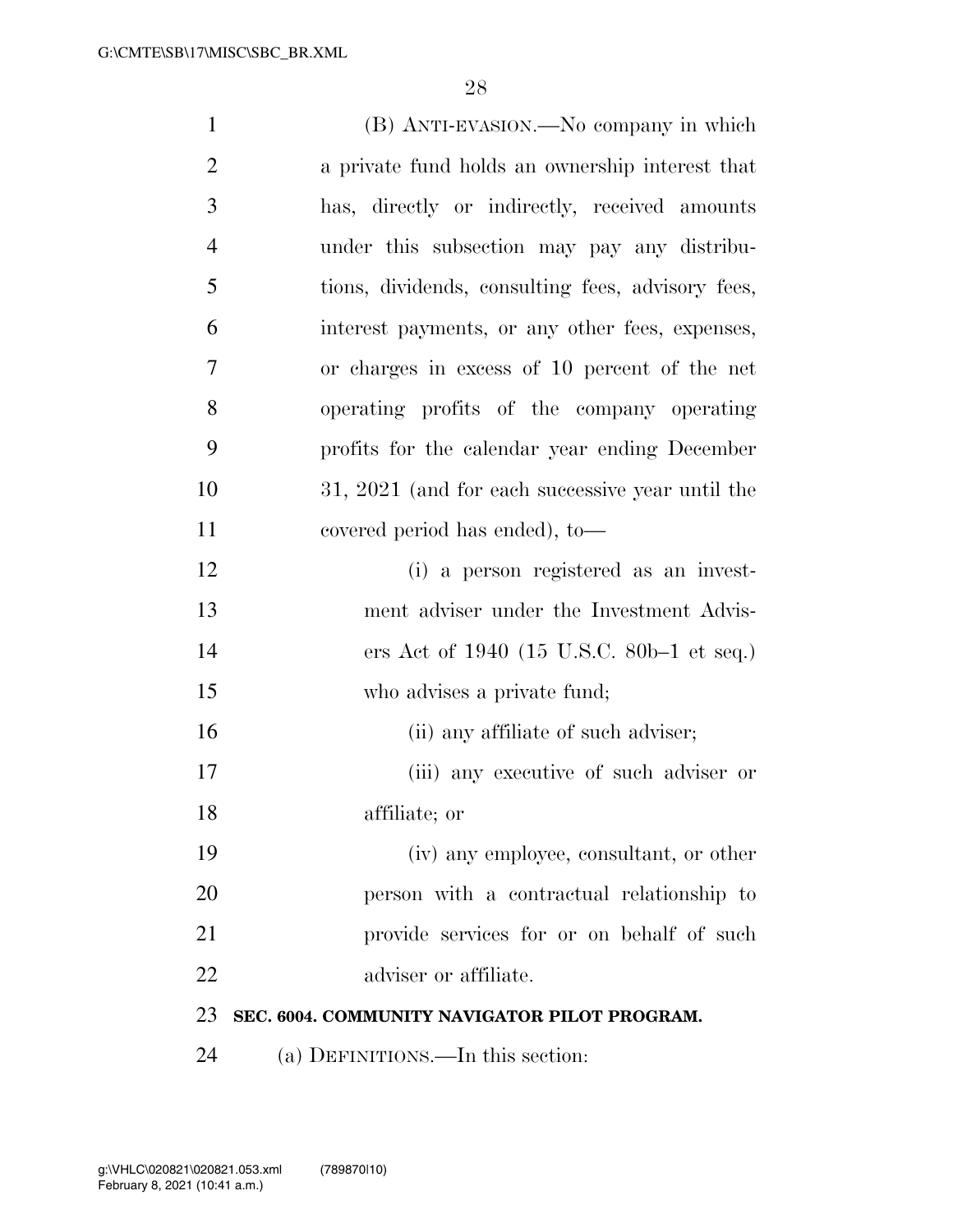(B) ANTI-EVASION.—No company in which a private fund holds an ownership interest that has, directly or indirectly, received amounts under this subsection may pay any distributions, dividends, consulting fees, advisory fees, interest payments, or any other fees, expenses, or charges in excess of 10 percent of the net operating profits of the company operating profits for the calendar year ending December 31, 2021 (and for each successive year until the covered period has ended), to—

(i) a person registered as an investment adviser under the Investment Advisers Act of 1940 (15 U.S.C. 80b–1 et seq.) who advises a private fund;

(ii) any affiliate of such adviser;

(iii) any executive of such adviser or affiliate; or

(iv) any employee, consultant, or other person with a contractual relationship to provide services for or on behalf of such adviser or affiliate.

**SEC. 6004. COMMUNITY NAVIGATOR PILOT PROGRAM.**

(a) DEFINITIONS.—In this section: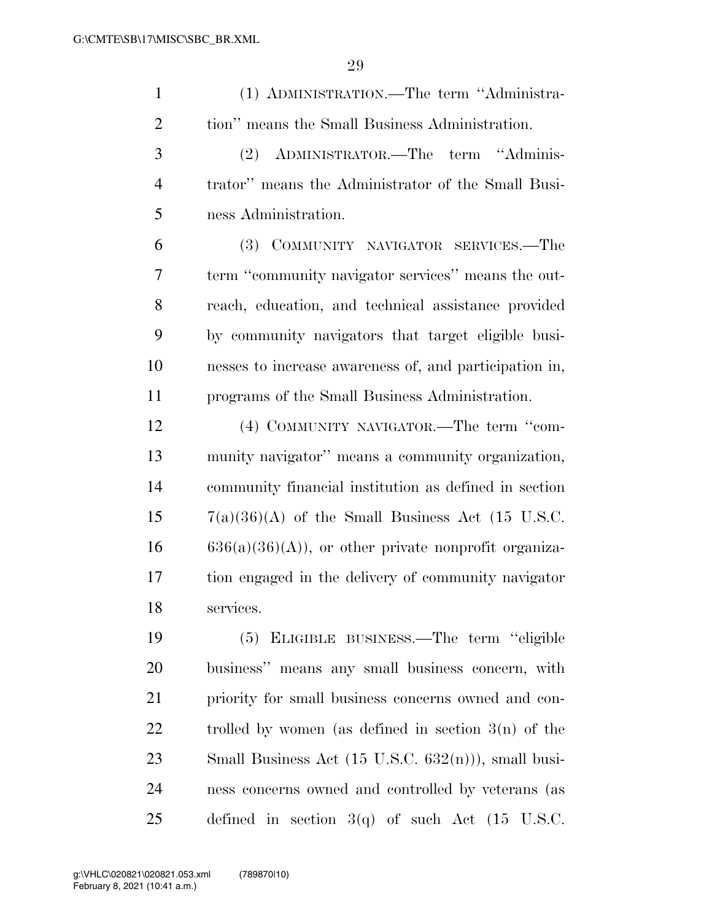(1) ADMINISTRATION.—The term ''Administration'' means the Small Business Administration.

(2) ADMINISTRATOR.—The term ''Administrator'' means the Administrator of the Small Business Administration.

(3) COMMUNITY NAVIGATOR SERVICES.—The term ''community navigator services'' means the outreach, education, and technical assistance provided by community navigators that target eligible businesses to increase awareness of, and participation in, programs of the Small Business Administration.

(4) COMMUNITY NAVIGATOR.—The term ''community navigator'' means a community organization, community financial institution as defined in section 7(a)(36)(A) of the Small Business Act (15 U.S.C. 636(a)(36)(A)), or other private nonprofit organization engaged in the delivery of community navigator services.

(5) ELIGIBLE BUSINESS.—The term ''eligible business'' means any small business concern, with priority for small business concerns owned and controlled by women (as defined in section 3(n) of the Small Business Act (15 U.S.C. 632(n))), small business concerns owned and controlled by veterans (as defined in section 3(q) of such Act (15 U.S.C.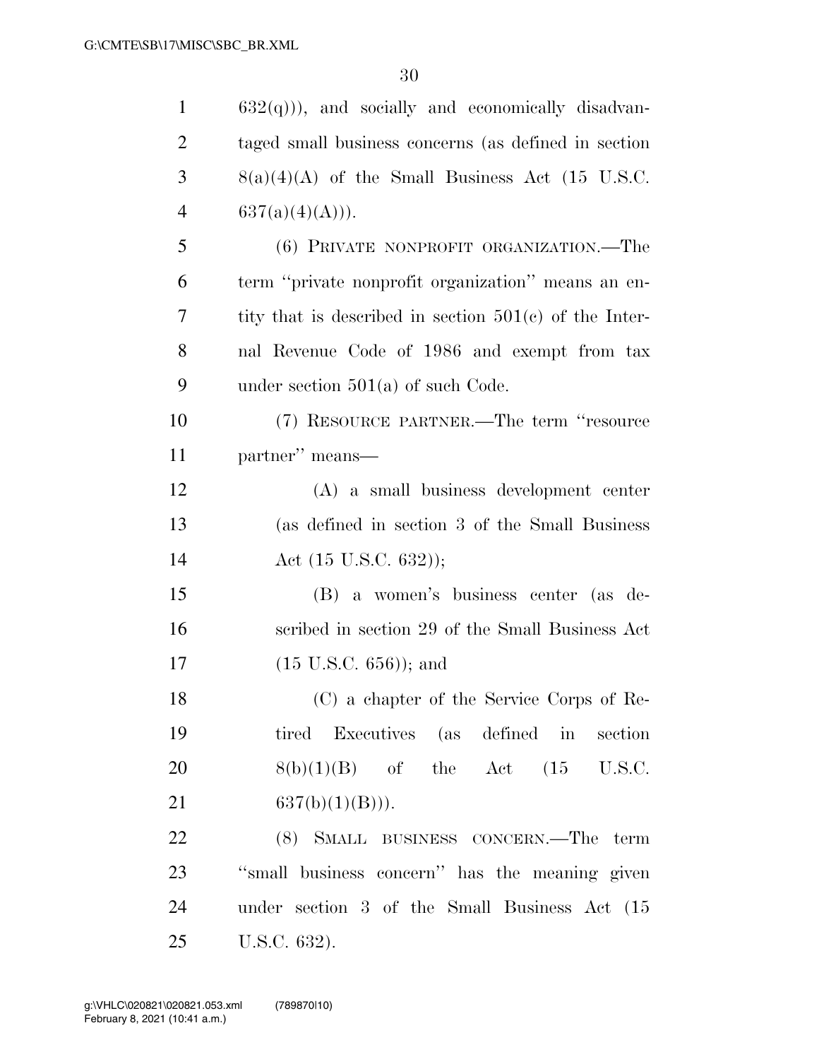632(q))), and socially and economically disadvantaged small business concerns (as defined in section 8(a)(4)(A) of the Small Business Act (15 U.S.C. 637(a)(4)(A))).

(6) PRIVATE NONPROFIT ORGANIZATION.—The term ''private nonprofit organization'' means an entity that is described in section 501(c) of the Internal Revenue Code of 1986 and exempt from tax under section 501(a) of such Code.

(7) RESOURCE PARTNER.—The term ''resource partner'' means—

(A) a small business development center (as defined in section 3 of the Small Business Act (15 U.S.C. 632));

(B) a women's business center (as described in section 29 of the Small Business Act (15 U.S.C. 656)); and

(C) a chapter of the Service Corps of Retired Executives (as defined in section 8(b)(1)(B) of the Act (15 U.S.C. 637(b)(1)(B))).

(8) SMALL BUSINESS CONCERN.—The term ''small business concern'' has the meaning given under section 3 of the Small Business Act (15 U.S.C. 632).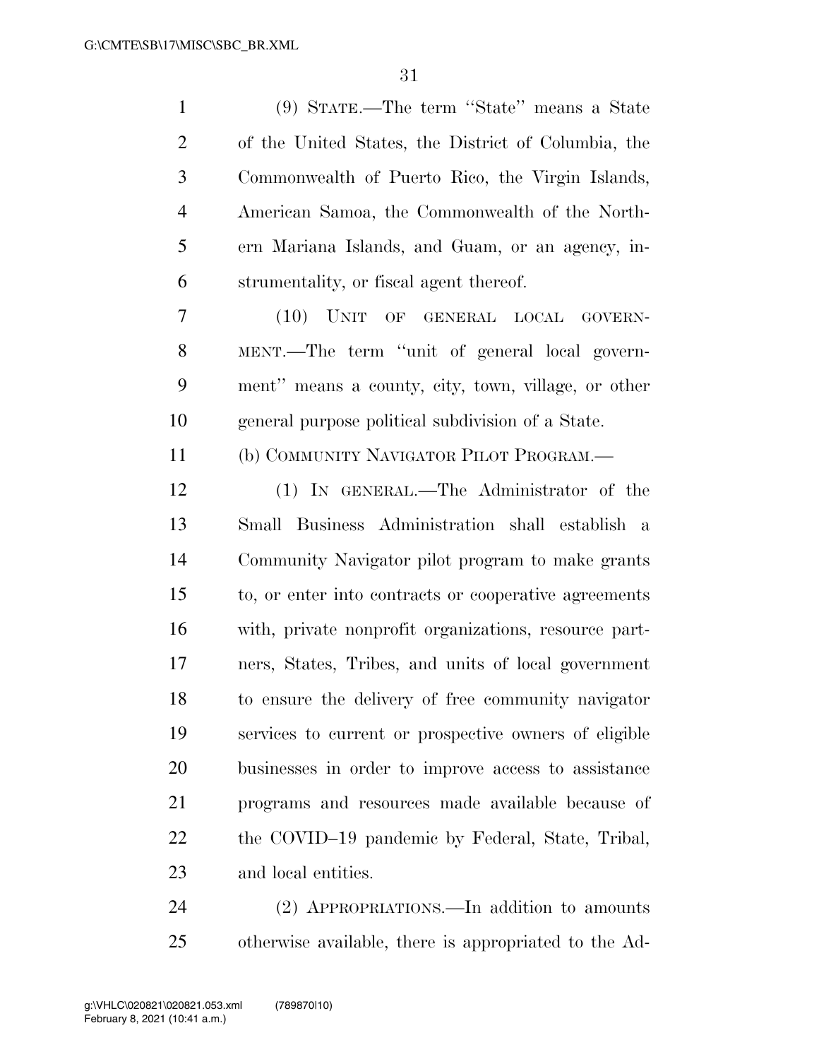(9) STATE.—The term ''State'' means a State of the United States, the District of Columbia, the Commonwealth of Puerto Rico, the Virgin Islands, American Samoa, the Commonwealth of the Northern Mariana Islands, and Guam, or an agency, instrumentality, or fiscal agent thereof.

(10) UNIT OF GENERAL LOCAL GOVERNMENT.—The term ''unit of general local government'' means a county, city, town, village, or other general purpose political subdivision of a State.

(b) COMMUNITY NAVIGATOR PILOT PROGRAM.—

(1) IN GENERAL.—The Administrator of the Small Business Administration shall establish a Community Navigator pilot program to make grants to, or enter into contracts or cooperative agreements with, private nonprofit organizations, resource partners, States, Tribes, and units of local government to ensure the delivery of free community navigator services to current or prospective owners of eligible businesses in order to improve access to assistance programs and resources made available because of the COVID–19 pandemic by Federal, State, Tribal, and local entities.

(2) APPROPRIATIONS.—In addition to amounts otherwise available, there is appropriated to the Ad-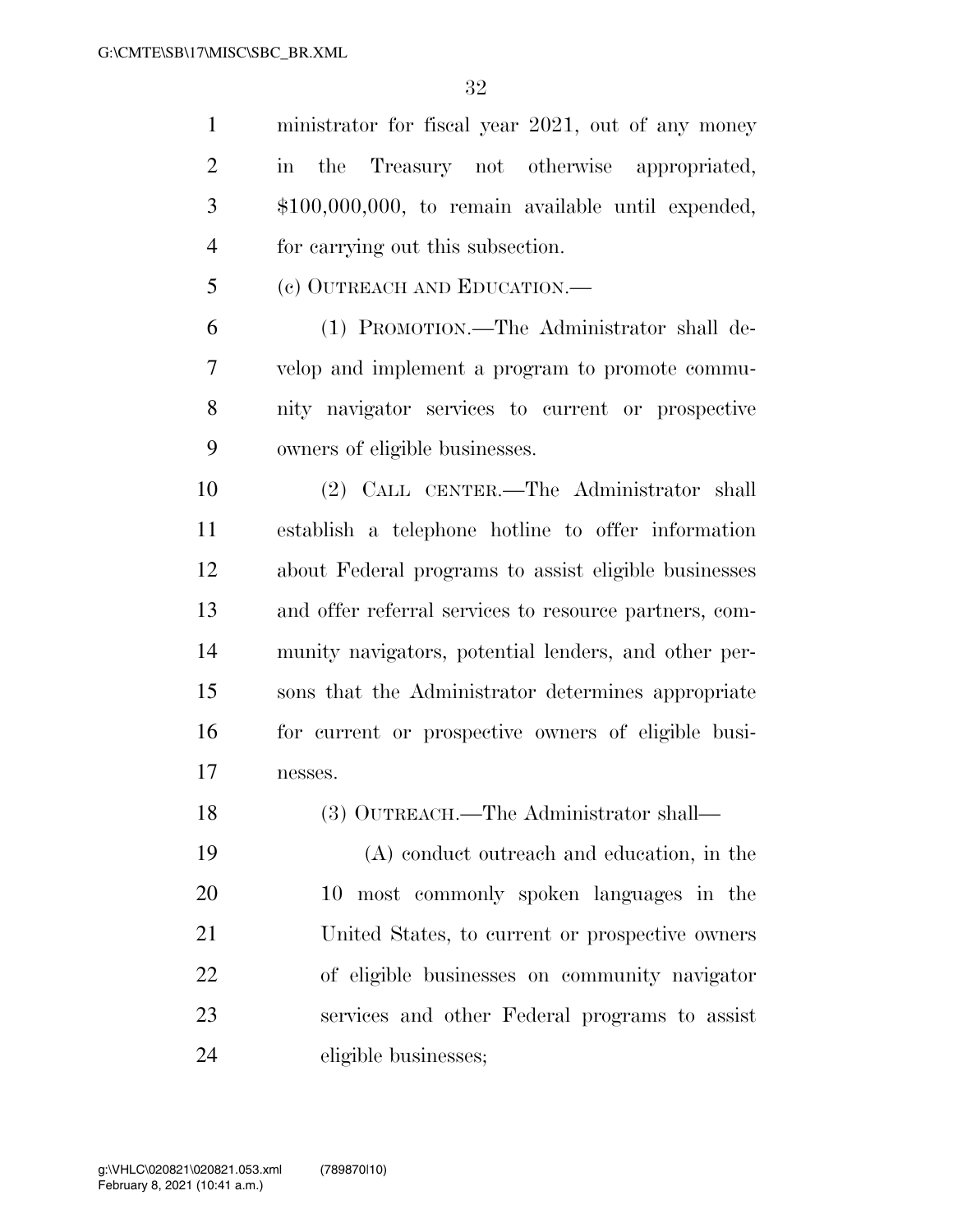ministrator for fiscal year 2021, out of any money in the Treasury not otherwise appropriated, $100,000,000, to remain available until expended, for carrying out this subsection.

(c) OUTREACH AND EDUCATION.—

(1) PROMOTION.—The Administrator shall develop and implement a program to promote community navigator services to current or prospective owners of eligible businesses.

(2) CALL CENTER.—The Administrator shall establish a telephone hotline to offer information about Federal programs to assist eligible businesses and offer referral services to resource partners, community navigators, potential lenders, and other persons that the Administrator determines appropriate for current or prospective owners of eligible businesses.

(3) OUTREACH.—The Administrator shall—

(A) conduct outreach and education, in the 10 most commonly spoken languages in the United States, to current or prospective owners of eligible businesses on community navigator services and other Federal programs to assist eligible businesses;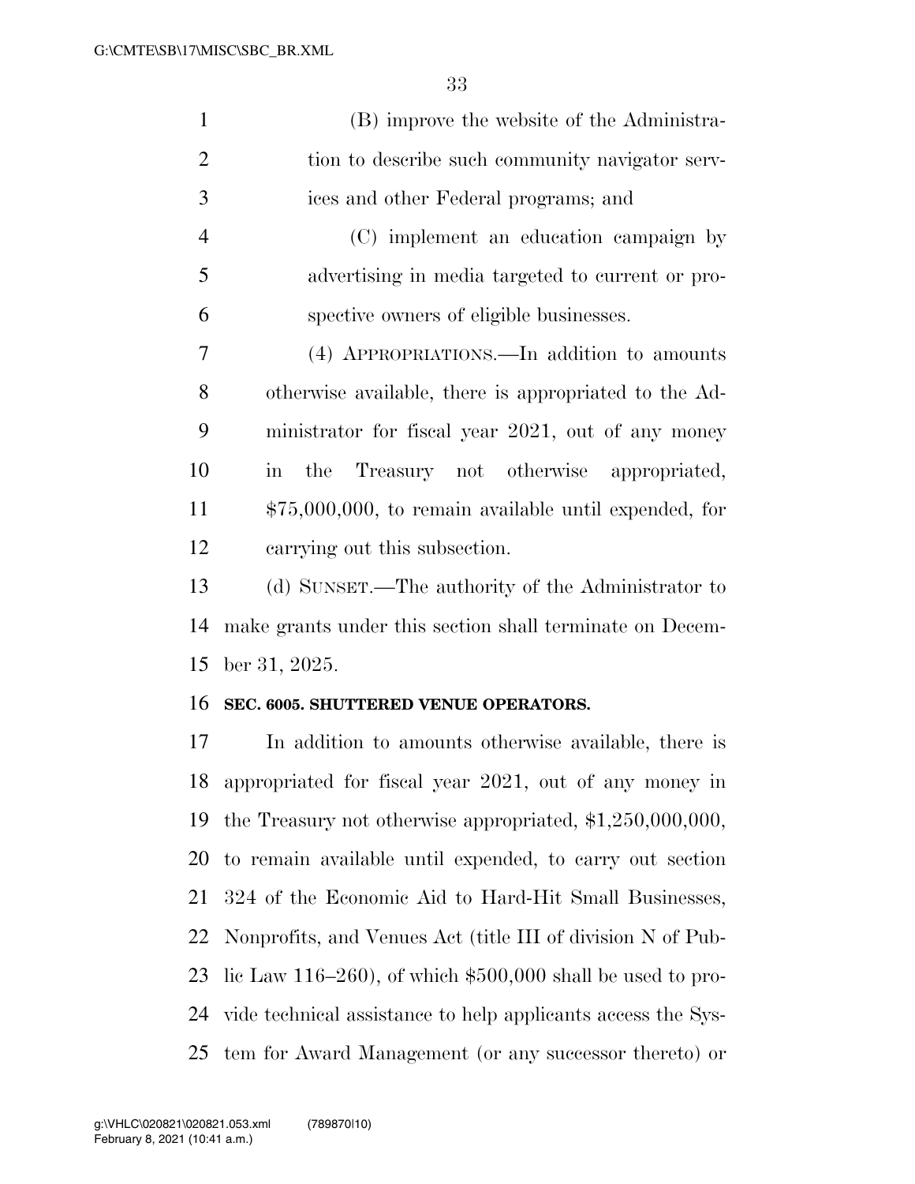(B) improve the website of the Administration to describe such community navigator services and other Federal programs; and

(C) implement an education campaign by advertising in media targeted to current or prospective owners of eligible businesses.

(4) APPROPRIATIONS.—In addition to amounts otherwise available, there is appropriated to the Administrator for fiscal year 2021, out of any money in the Treasury not otherwise appropriated, $75,000,000, to remain available until expended, for carrying out this subsection.

(d) SUNSET.—The authority of the Administrator to make grants under this section shall terminate on December 31, 2025.

**SEC. 6005. SHUTTERED VENUE OPERATORS.**

In addition to amounts otherwise available, there is appropriated for fiscal year 2021, out of any money in the Treasury not otherwise appropriated, $1,250,000,000, to remain available until expended, to carry out section 324 of the Economic Aid to Hard-Hit Small Businesses, Nonprofits, and Venues Act (title III of division N of Public Law 116–260), of which $500,000 shall be used to provide technical assistance to help applicants access the System for Award Management (or any successor thereto) or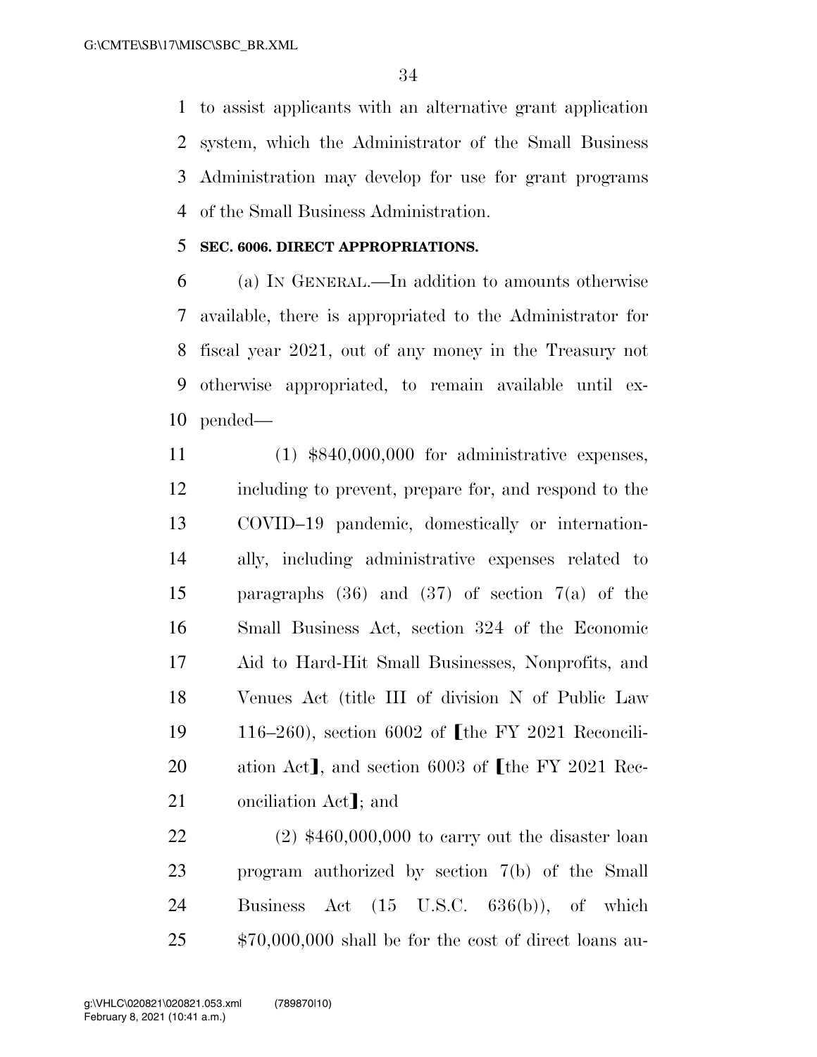to assist applicants with an alternative grant application system, which the Administrator of the Small Business Administration may develop for use for grant programs of the Small Business Administration.

**SEC. 6006. DIRECT APPROPRIATIONS.**

(a) IN GENERAL.—In addition to amounts otherwise available, there is appropriated to the Administrator for fiscal year 2021, out of any money in the Treasury not otherwise appropriated, to remain available until expended—

(1) $840,000,000 for administrative expenses, including to prevent, prepare for, and respond to the COVID–19 pandemic, domestically or internationally, including administrative expenses related to paragraphs (36) and (37) of section 7(a) of the Small Business Act, section 324 of the Economic Aid to Hard-Hit Small Businesses, Nonprofits, and Venues Act (title III of division N of Public Law 116–260), section 6002 of ⟦the FY 2021 Reconciliation Act⟧, and section 6003 of ⟦the FY 2021 Reconciliation Act⟧; and

(2) $460,000,000 to carry out the disaster loan program authorized by section 7(b) of the Small Business Act (15 U.S.C. 636(b)), of which $70,000,000 shall be for the cost of direct loans au-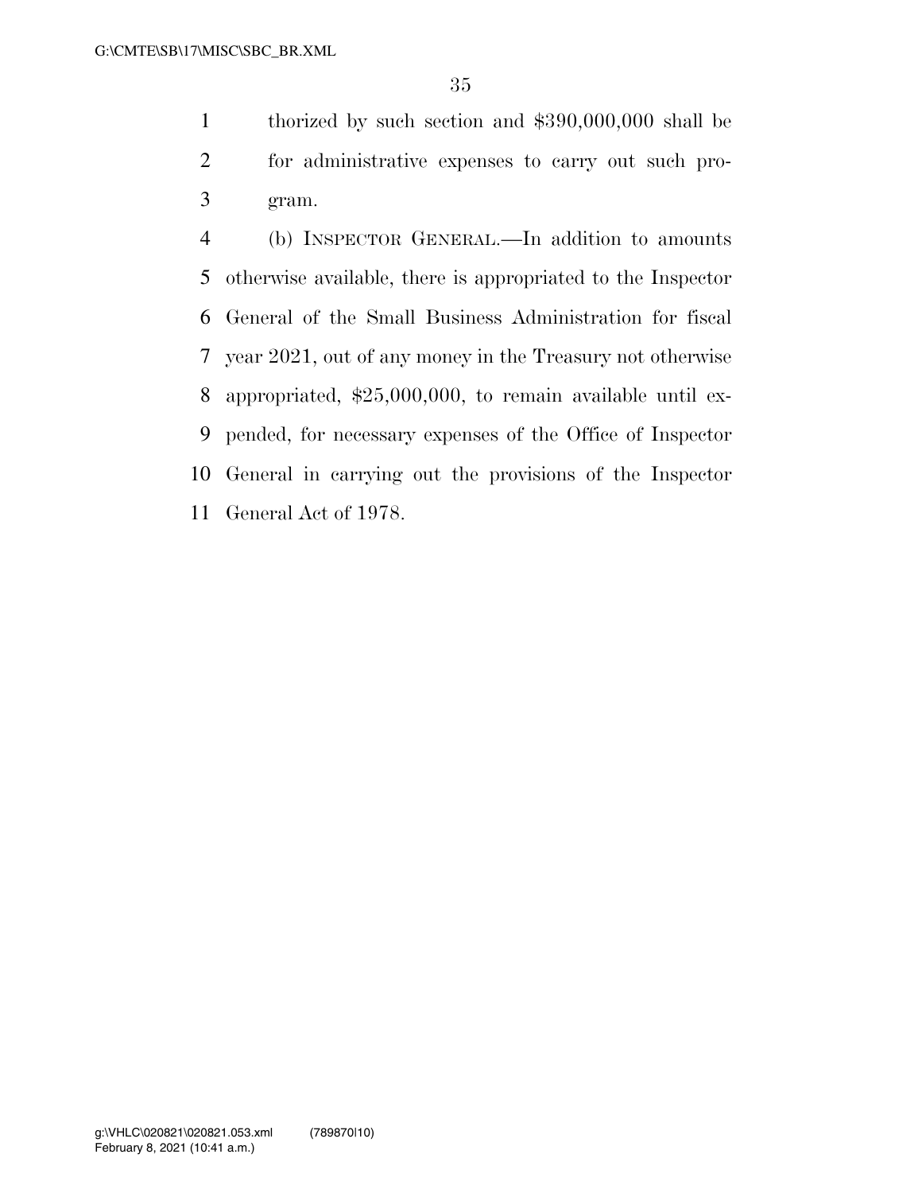thorized by such section and $390,000,000 shall be for administrative expenses to carry out such program.

(b) INSPECTOR GENERAL.—In addition to amounts otherwise available, there is appropriated to the Inspector General of the Small Business Administration for fiscal year 2021, out of any money in the Treasury not otherwise appropriated, $25,000,000, to remain available until expended, for necessary expenses of the Office of Inspector General in carrying out the provisions of the Inspector General Act of 1978.